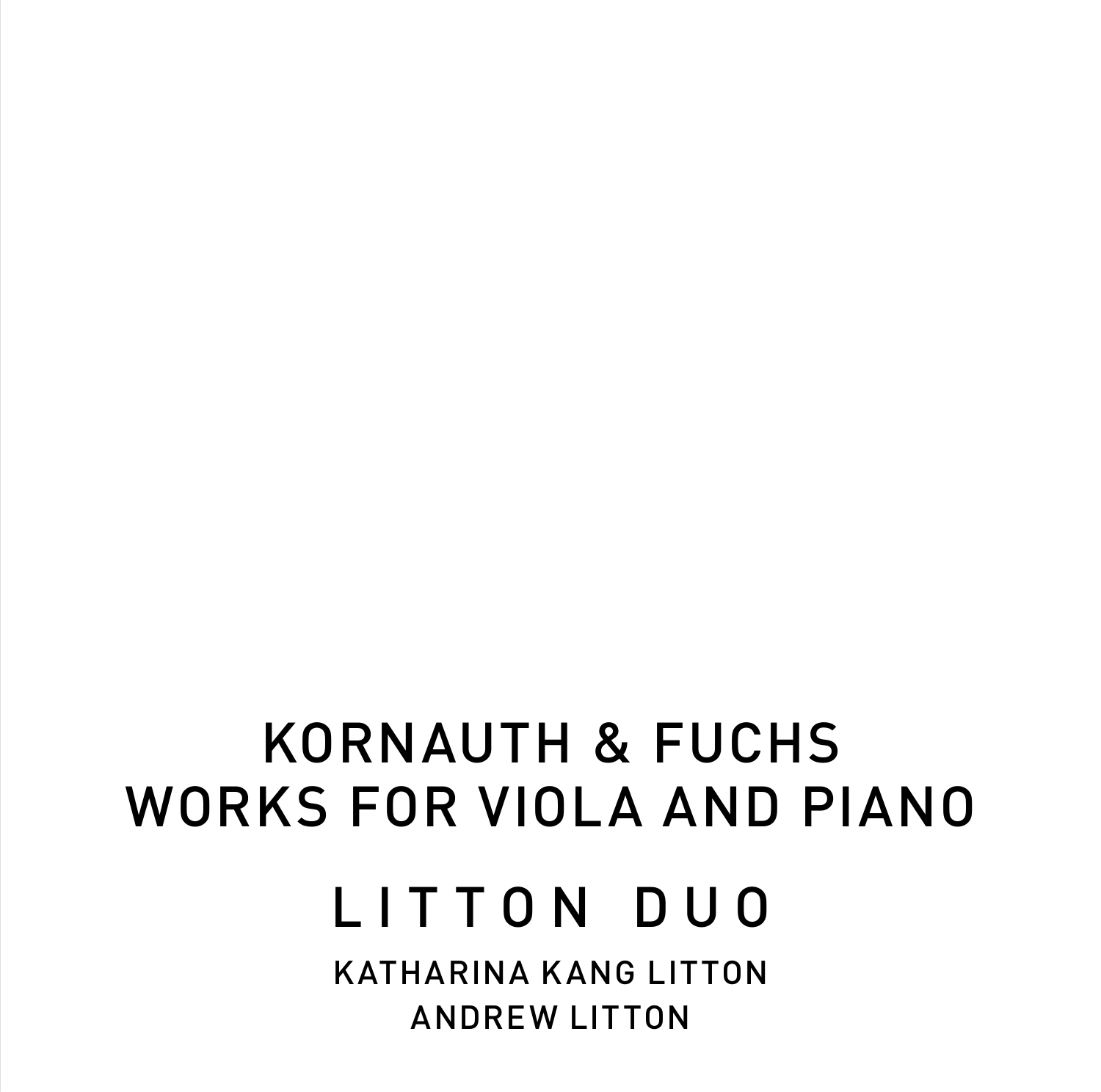# KORNAUTH & FUCHS
# WORKS FOR VIOLA AND PIANO

## LITTON DUO

KATHARINA KANG LITTON
ANDREW LITTON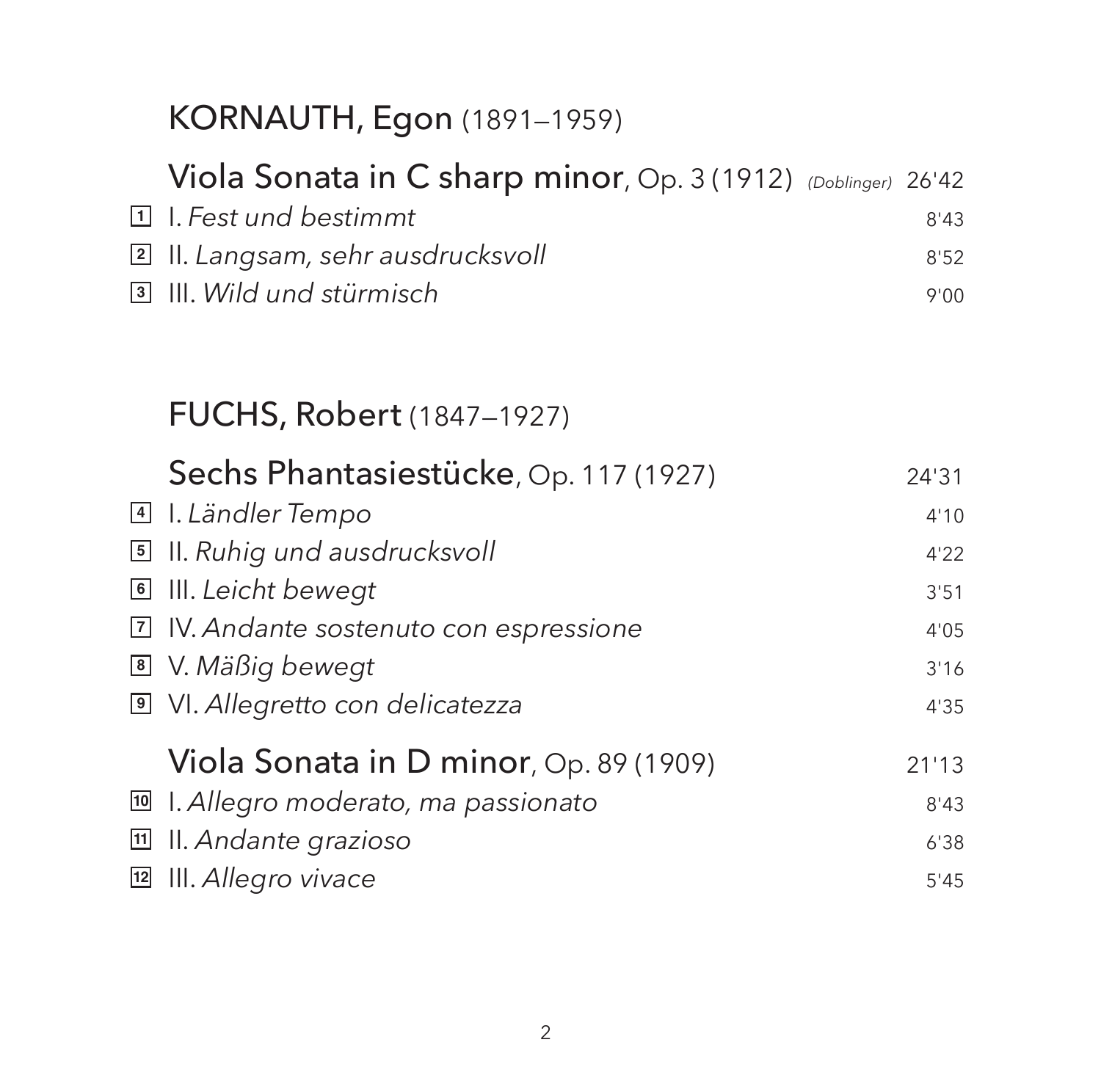## KORNAUTH, Egon (1891–1959)

### Viola Sonata in C sharp minor, Op. 3 (1912) *(Doblinger)* 26'42

| | | |
|---|---|---|
| 1 | I. *Fest und bestimmt* | 8'43 |
| 2 | II. *Langsam, sehr ausdrucksvoll* | 8'52 |
| 3 | III. *Wild und stürmisch* | 9'00 |

## FUCHS, Robert (1847–1927)

### Sechs Phantasiestücke, Op. 117 (1927) 24'31

| | | |
|---|---|---|
| 4 | I. *Ländler Tempo* | 4'10 |
| 5 | II. *Ruhig und ausdrucksvoll* | 4'22 |
| 6 | III. *Leicht bewegt* | 3'51 |
| 7 | IV. *Andante sostenuto con espressione* | 4'05 |
| 8 | V. *Mäßig bewegt* | 3'16 |
| 9 | VI. *Allegretto con delicatezza* | 4'35 |

### Viola Sonata in D minor, Op. 89 (1909) 21'13

| | | |
|---|---|---|
| 10 | I. *Allegro moderato, ma passionato* | 8'43 |
| 11 | II. *Andante grazioso* | 6'38 |
| 12 | III. *Allegro vivace* | 5'45 |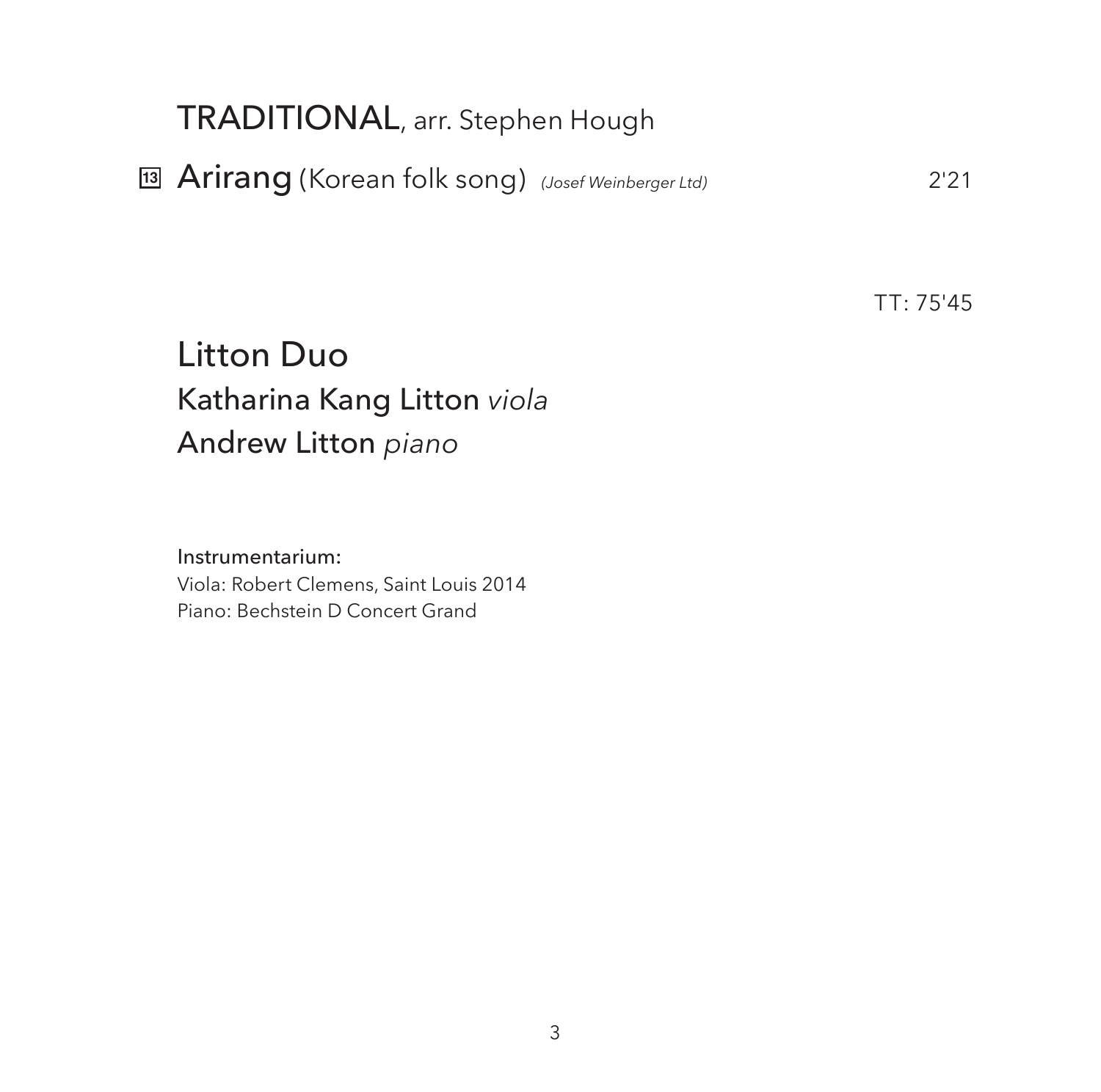**TRADITIONAL**, arr. Stephen Hough

13 **Arirang** (Korean folk song) *(Josef Weinberger Ltd)* 2'21

TT: 75'45

## Litton Duo

Katharina Kang Litton *viola*
Andrew Litton *piano*

Instrumentarium:
Viola: Robert Clemens, Saint Louis 2014
Piano: Bechstein D Concert Grand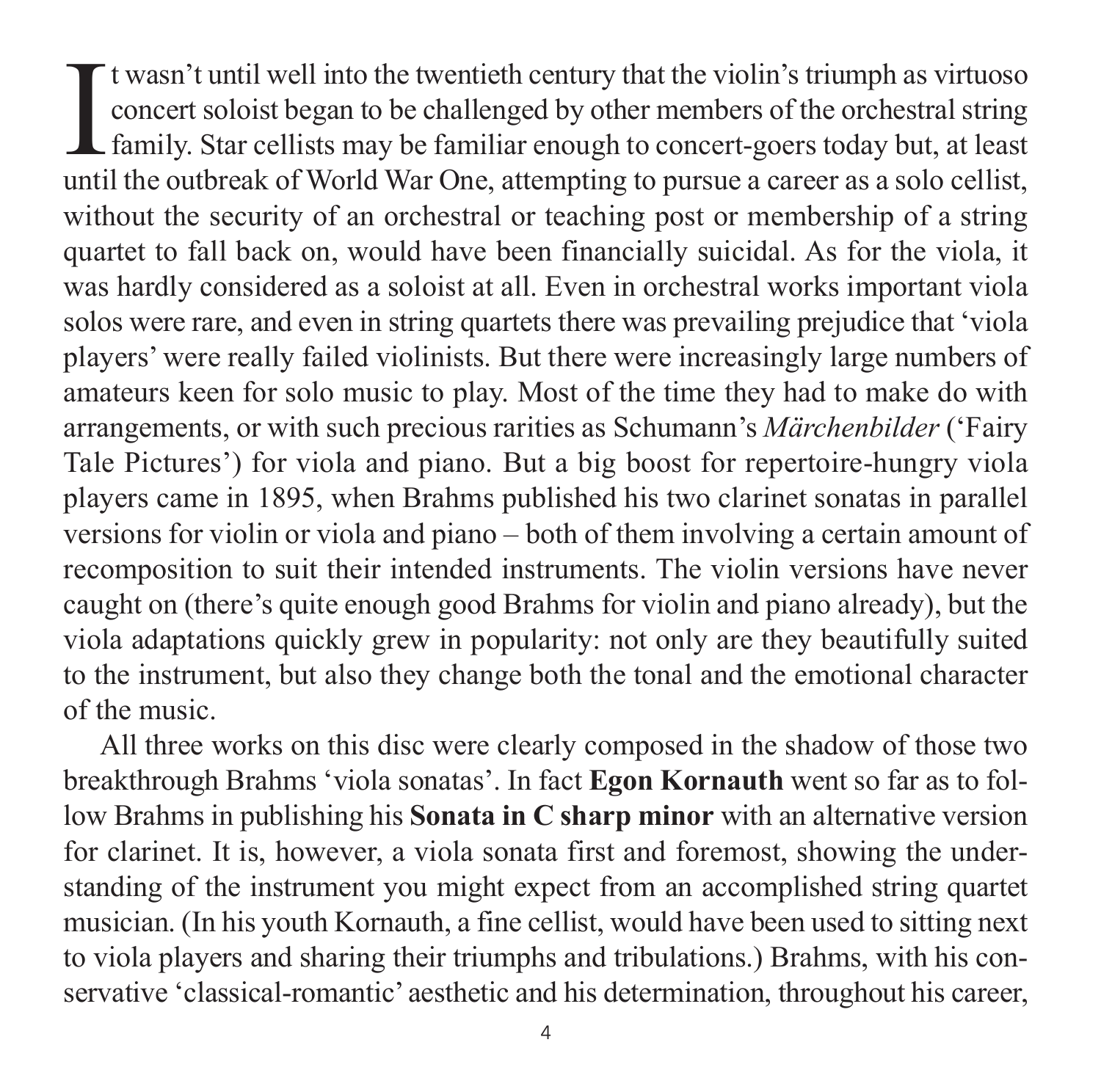It wasn't until well into the twentieth century that the violin's triumph as virtuoso concert soloist began to be challenged by other members of the orchestral string family. Star cellists may be familiar enough to concert-goers today but, at least until the outbreak of World War One, attempting to pursue a career as a solo cellist, without the security of an orchestral or teaching post or membership of a string quartet to fall back on, would have been financially suicidal. As for the viola, it was hardly considered as a soloist at all. Even in orchestral works important viola solos were rare, and even in string quartets there was prevailing prejudice that 'viola players' were really failed violinists. But there were increasingly large numbers of amateurs keen for solo music to play. Most of the time they had to make do with arrangements, or with such precious rarities as Schumann's *Märchenbilder* ('Fairy Tale Pictures') for viola and piano. But a big boost for repertoire-hungry viola players came in 1895, when Brahms published his two clarinet sonatas in parallel versions for violin or viola and piano – both of them involving a certain amount of recomposition to suit their intended instruments. The violin versions have never caught on (there's quite enough good Brahms for violin and piano already), but the viola adaptations quickly grew in popularity: not only are they beautifully suited to the instrument, but also they change both the tonal and the emotional character of the music.

All three works on this disc were clearly composed in the shadow of those two breakthrough Brahms 'viola sonatas'. In fact **Egon Kornauth** went so far as to follow Brahms in publishing his **Sonata in C sharp minor** with an alternative version for clarinet. It is, however, a viola sonata first and foremost, showing the understanding of the instrument you might expect from an accomplished string quartet musician. (In his youth Kornauth, a fine cellist, would have been used to sitting next to viola players and sharing their triumphs and tribulations.) Brahms, with his conservative 'classical-romantic' aesthetic and his determination, throughout his career,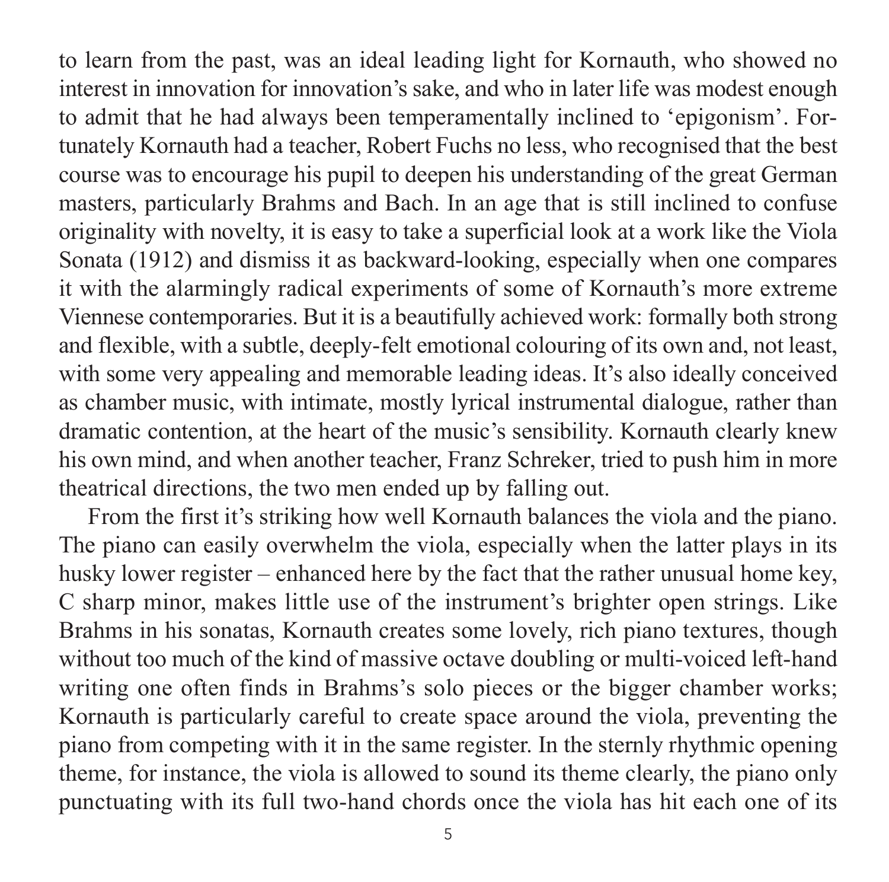to learn from the past, was an ideal leading light for Kornauth, who showed no interest in innovation for innovation's sake, and who in later life was modest enough to admit that he had always been temperamentally inclined to 'epigonism'. Fortunately Kornauth had a teacher, Robert Fuchs no less, who recognised that the best course was to encourage his pupil to deepen his understanding of the great German masters, particularly Brahms and Bach. In an age that is still inclined to confuse originality with novelty, it is easy to take a superficial look at a work like the Viola Sonata (1912) and dismiss it as backward-looking, especially when one compares it with the alarmingly radical experiments of some of Kornauth's more extreme Viennese contemporaries. But it is a beautifully achieved work: formally both strong and flexible, with a subtle, deeply-felt emotional colouring of its own and, not least, with some very appealing and memorable leading ideas. It's also ideally conceived as chamber music, with intimate, mostly lyrical instrumental dialogue, rather than dramatic contention, at the heart of the music's sensibility. Kornauth clearly knew his own mind, and when another teacher, Franz Schreker, tried to push him in more theatrical directions, the two men ended up by falling out.

From the first it's striking how well Kornauth balances the viola and the piano. The piano can easily overwhelm the viola, especially when the latter plays in its husky lower register – enhanced here by the fact that the rather unusual home key, C sharp minor, makes little use of the instrument's brighter open strings. Like Brahms in his sonatas, Kornauth creates some lovely, rich piano textures, though without too much of the kind of massive octave doubling or multi-voiced left-hand writing one often finds in Brahms's solo pieces or the bigger chamber works; Kornauth is particularly careful to create space around the viola, preventing the piano from competing with it in the same register. In the sternly rhythmic opening theme, for instance, the viola is allowed to sound its theme clearly, the piano only punctuating with its full two-hand chords once the viola has hit each one of its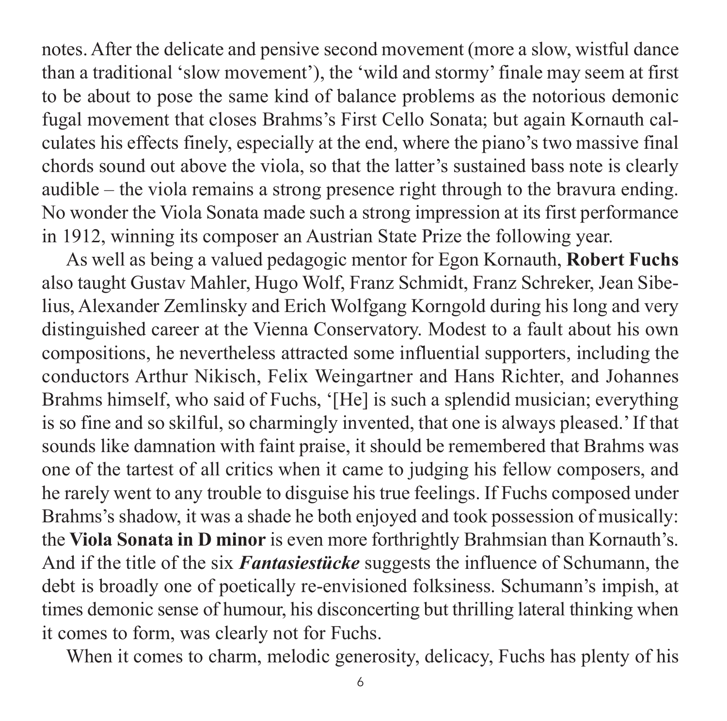notes. After the delicate and pensive second movement (more a slow, wistful dance than a traditional 'slow movement'), the 'wild and stormy' finale may seem at first to be about to pose the same kind of balance problems as the notorious demonic fugal movement that closes Brahms's First Cello Sonata; but again Kornauth calculates his effects finely, especially at the end, where the piano's two massive final chords sound out above the viola, so that the latter's sustained bass note is clearly audible – the viola remains a strong presence right through to the bravura ending. No wonder the Viola Sonata made such a strong impression at its first performance in 1912, winning its composer an Austrian State Prize the following year.

As well as being a valued pedagogic mentor for Egon Kornauth, **Robert Fuchs** also taught Gustav Mahler, Hugo Wolf, Franz Schmidt, Franz Schreker, Jean Sibelius, Alexander Zemlinsky and Erich Wolfgang Korngold during his long and very distinguished career at the Vienna Conservatory. Modest to a fault about his own compositions, he nevertheless attracted some influential supporters, including the conductors Arthur Nikisch, Felix Weingartner and Hans Richter, and Johannes Brahms himself, who said of Fuchs, '[He] is such a splendid musician; everything is so fine and so skilful, so charmingly invented, that one is always pleased.' If that sounds like damnation with faint praise, it should be remembered that Brahms was one of the tartest of all critics when it came to judging his fellow composers, and he rarely went to any trouble to disguise his true feelings. If Fuchs composed under Brahms's shadow, it was a shade he both enjoyed and took possession of musically: the **Viola Sonata in D minor** is even more forthrightly Brahmsian than Kornauth's. And if the title of the six ***Fantasiestücke*** suggests the influence of Schumann, the debt is broadly one of poetically re-envisioned folksiness. Schumann's impish, at times demonic sense of humour, his disconcerting but thrilling lateral thinking when it comes to form, was clearly not for Fuchs.

When it comes to charm, melodic generosity, delicacy, Fuchs has plenty of his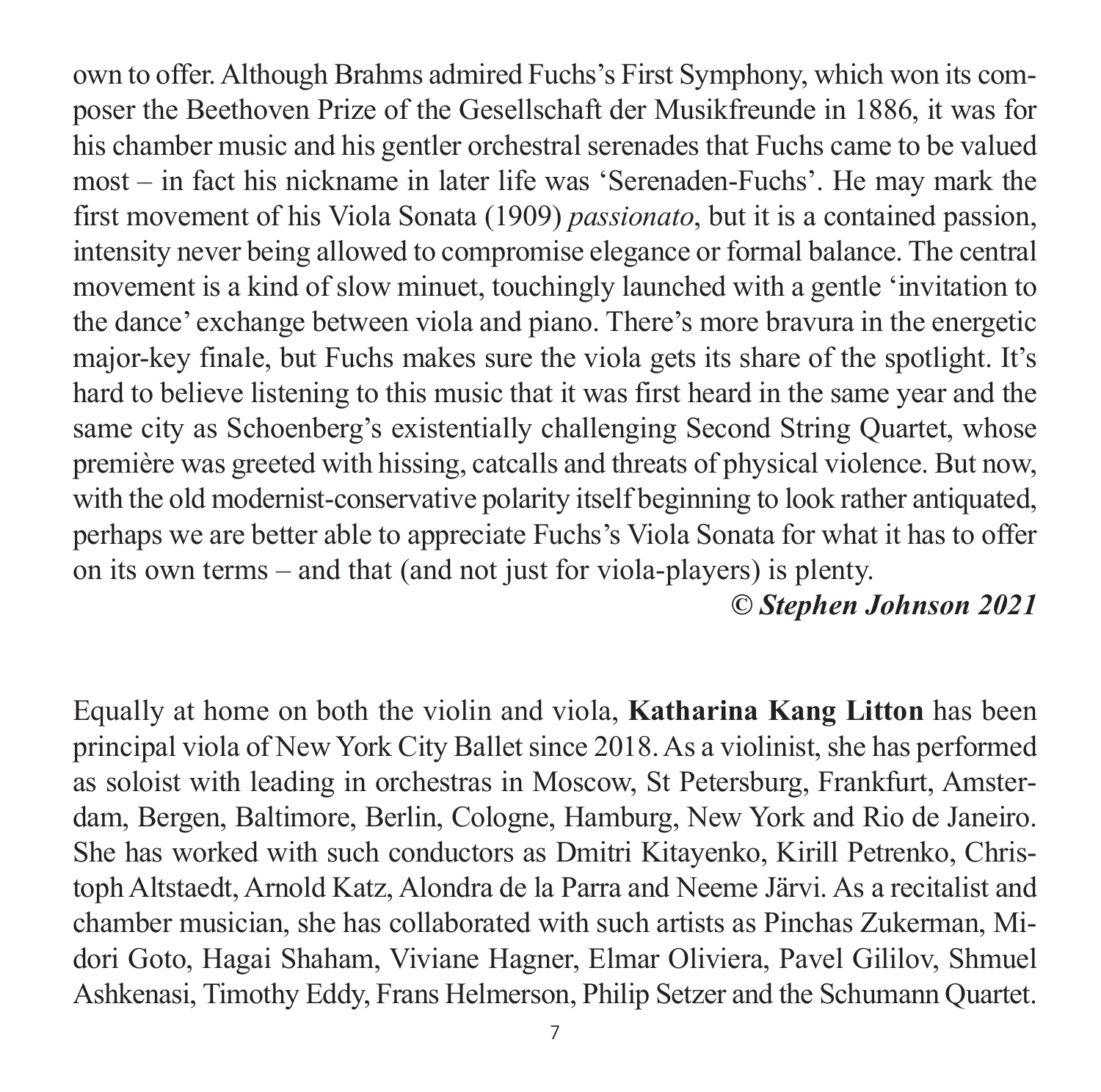own to offer. Although Brahms admired Fuchs's First Symphony, which won its composer the Beethoven Prize of the Gesellschaft der Musikfreunde in 1886, it was for his chamber music and his gentler orchestral serenades that Fuchs came to be valued most – in fact his nickname in later life was 'Serenaden-Fuchs'. He may mark the first movement of his Viola Sonata (1909) *passionato*, but it is a contained passion, intensity never being allowed to compromise elegance or formal balance. The central movement is a kind of slow minuet, touchingly launched with a gentle 'invitation to the dance' exchange between viola and piano. There's more bravura in the energetic major-key finale, but Fuchs makes sure the viola gets its share of the spotlight. It's hard to believe listening to this music that it was first heard in the same year and the same city as Schoenberg's existentially challenging Second String Quartet, whose première was greeted with hissing, catcalls and threats of physical violence. But now, with the old modernist-conservative polarity itself beginning to look rather antiquated, perhaps we are better able to appreciate Fuchs's Viola Sonata for what it has to offer on its own terms – and that (and not just for viola-players) is plenty.

***© Stephen Johnson 2021***

Equally at home on both the violin and viola, **Katharina Kang Litton** has been principal viola of New York City Ballet since 2018. As a violinist, she has performed as soloist with leading in orchestras in Moscow, St Petersburg, Frankfurt, Amsterdam, Bergen, Baltimore, Berlin, Cologne, Hamburg, New York and Rio de Janeiro. She has worked with such conductors as Dmitri Kitayenko, Kirill Petrenko, Christoph Altstaedt, Arnold Katz, Alondra de la Parra and Neeme Järvi. As a recitalist and chamber musician, she has collaborated with such artists as Pinchas Zukerman, Midori Goto, Hagai Shaham, Viviane Hagner, Elmar Oliviera, Pavel Gililov, Shmuel Ashkenasi, Timothy Eddy, Frans Helmerson, Philip Setzer and the Schumann Quartet.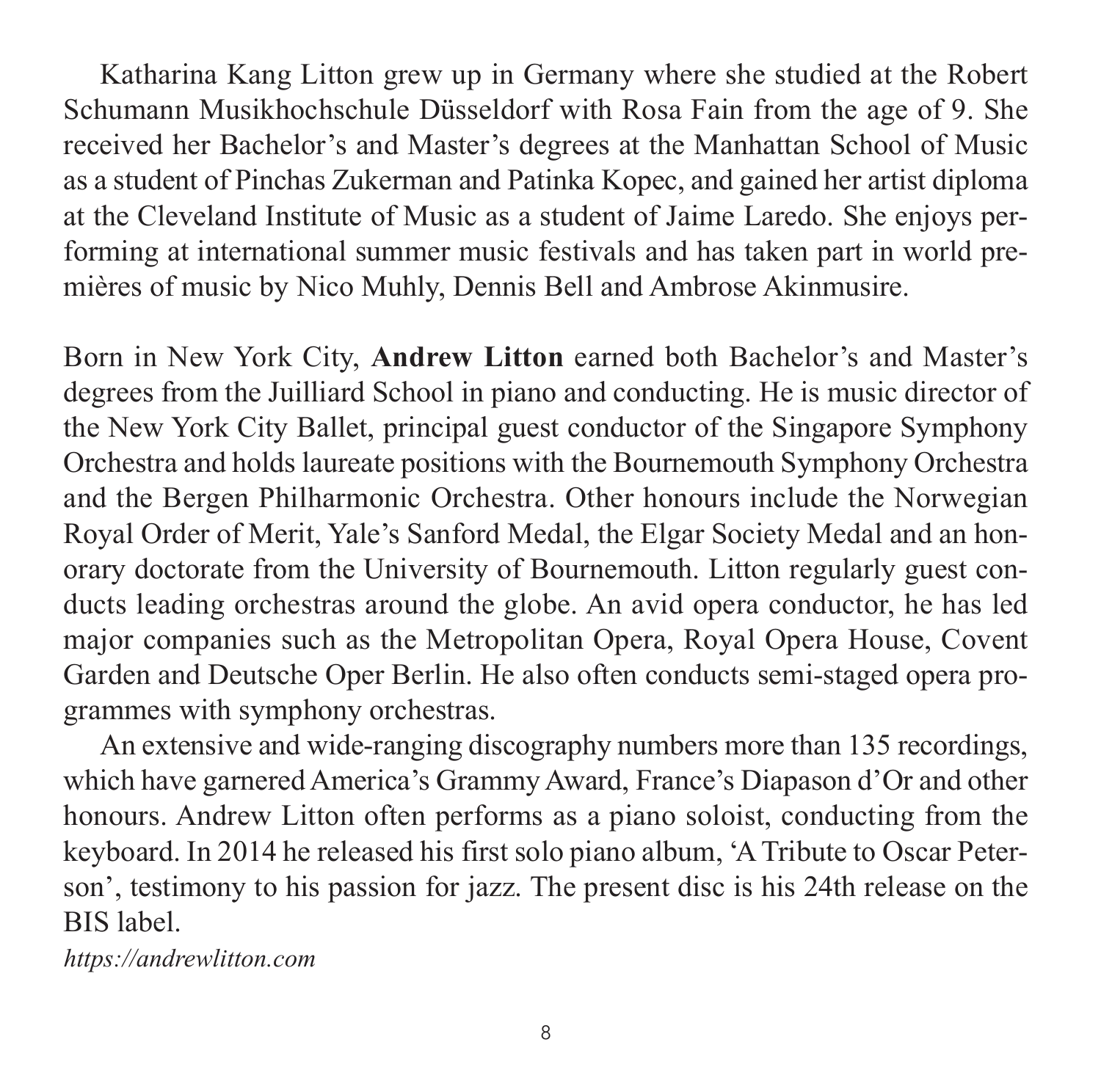Katharina Kang Litton grew up in Germany where she studied at the Robert Schumann Musikhochschule Düsseldorf with Rosa Fain from the age of 9. She received her Bachelor's and Master's degrees at the Manhattan School of Music as a student of Pinchas Zukerman and Patinka Kopec, and gained her artist diploma at the Cleveland Institute of Music as a student of Jaime Laredo. She enjoys performing at international summer music festivals and has taken part in world premières of music by Nico Muhly, Dennis Bell and Ambrose Akinmusire.

Born in New York City, **Andrew Litton** earned both Bachelor's and Master's degrees from the Juilliard School in piano and conducting. He is music director of the New York City Ballet, principal guest conductor of the Singapore Symphony Orchestra and holds laureate positions with the Bournemouth Symphony Orchestra and the Bergen Philharmonic Orchestra. Other honours include the Norwegian Royal Order of Merit, Yale's Sanford Medal, the Elgar Society Medal and an honorary doctorate from the University of Bournemouth. Litton regularly guest conducts leading orchestras around the globe. An avid opera conductor, he has led major companies such as the Metropolitan Opera, Royal Opera House, Covent Garden and Deutsche Oper Berlin. He also often conducts semi-staged opera programmes with symphony orchestras.

An extensive and wide-ranging discography numbers more than 135 recordings, which have garnered America's Grammy Award, France's Diapason d'Or and other honours. Andrew Litton often performs as a piano soloist, conducting from the keyboard. In 2014 he released his first solo piano album, 'A Tribute to Oscar Peterson', testimony to his passion for jazz. The present disc is his 24th release on the BIS label.

*https://andrewlitton.com*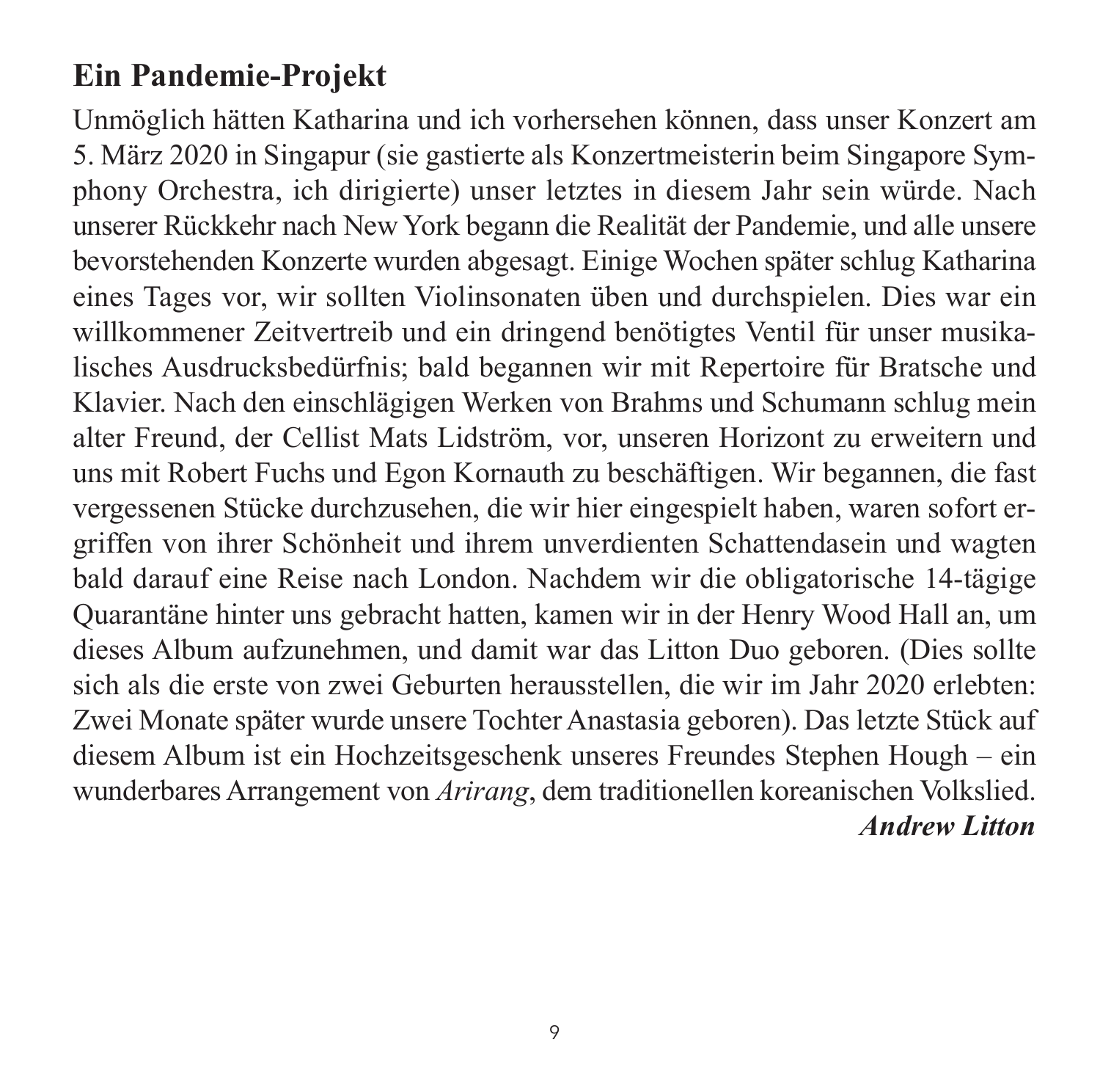## Ein Pandemie-Projekt

Unmöglich hätten Katharina und ich vorhersehen können, dass unser Konzert am 5. März 2020 in Singapur (sie gastierte als Konzertmeisterin beim Singapore Symphony Orchestra, ich dirigierte) unser letztes in diesem Jahr sein würde. Nach unserer Rückkehr nach New York begann die Realität der Pandemie, und alle unsere bevorstehenden Konzerte wurden abgesagt. Einige Wochen später schlug Katharina eines Tages vor, wir sollten Violinsonaten üben und durchspielen. Dies war ein willkommener Zeitvertreib und ein dringend benötigtes Ventil für unser musikalisches Ausdrucksbedürfnis; bald begannen wir mit Repertoire für Bratsche und Klavier. Nach den einschlägigen Werken von Brahms und Schumann schlug mein alter Freund, der Cellist Mats Lidström, vor, unseren Horizont zu erweitern und uns mit Robert Fuchs und Egon Kornauth zu beschäftigen. Wir begannen, die fast vergessenen Stücke durchzusehen, die wir hier eingespielt haben, waren sofort ergriffen von ihrer Schönheit und ihrem unverdienten Schattendasein und wagten bald darauf eine Reise nach London. Nachdem wir die obligatorische 14-tägige Quarantäne hinter uns gebracht hatten, kamen wir in der Henry Wood Hall an, um dieses Album aufzunehmen, und damit war das Litton Duo geboren. (Dies sollte sich als die erste von zwei Geburten herausstellen, die wir im Jahr 2020 erlebten: Zwei Monate später wurde unsere Tochter Anastasia geboren). Das letzte Stück auf diesem Album ist ein Hochzeitsgeschenk unseres Freundes Stephen Hough – ein wunderbares Arrangement von *Arirang*, dem traditionellen koreanischen Volkslied.

***Andrew Litton***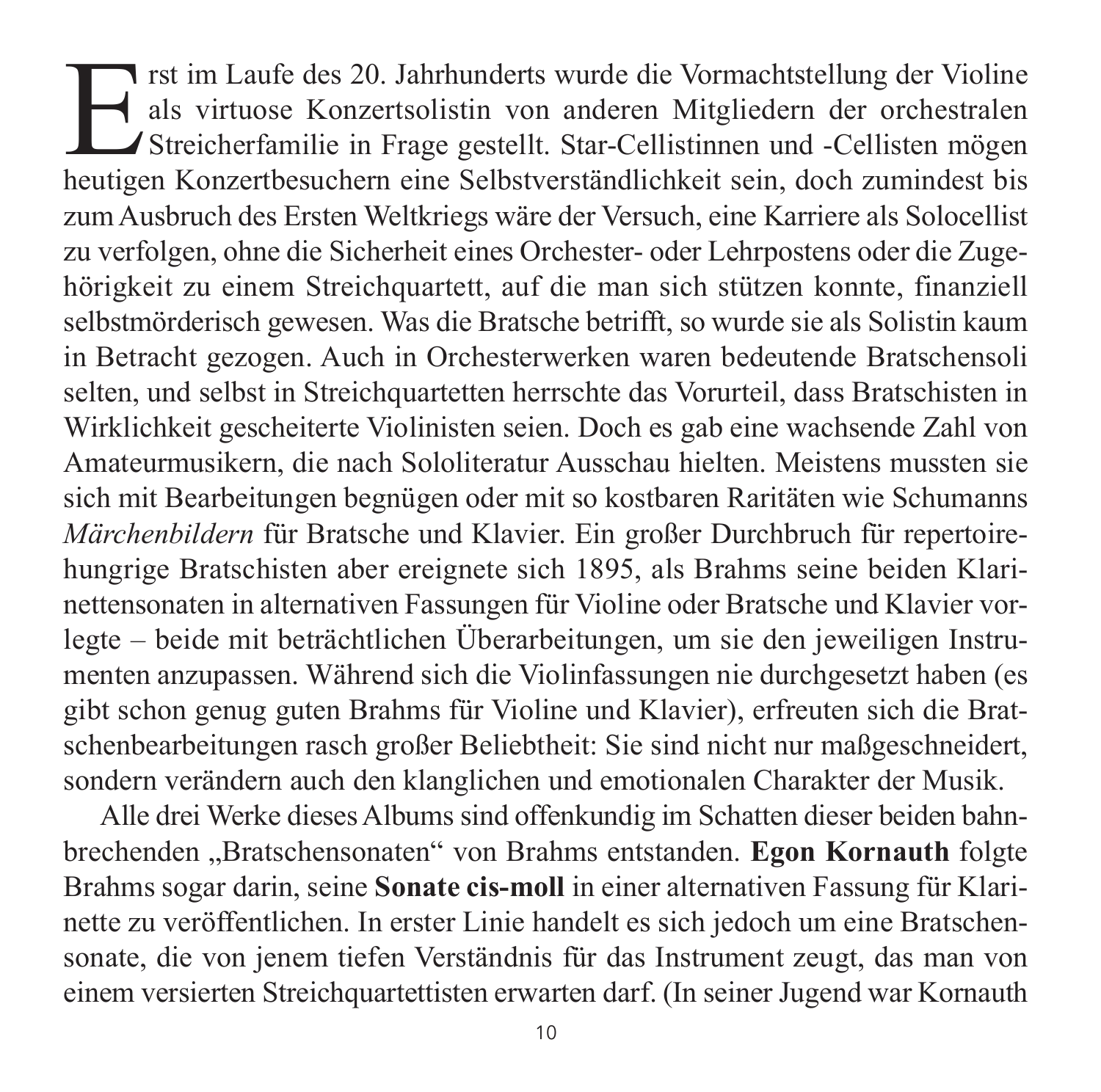Erst im Laufe des 20. Jahrhunderts wurde die Vormachtstellung der Violine als virtuose Konzertsolistin von anderen Mitgliedern der orchestralen Streicherfamilie in Frage gestellt. Star-Cellistinnen und -Cellisten mögen heutigen Konzertbesuchern eine Selbstverständlichkeit sein, doch zumindest bis zum Ausbruch des Ersten Weltkriegs wäre der Versuch, eine Karriere als Solocellist zu verfolgen, ohne die Sicherheit eines Orchester- oder Lehrpostens oder die Zugehörigkeit zu einem Streichquartett, auf die man sich stützen konnte, finanziell selbstmörderisch gewesen. Was die Bratsche betrifft, so wurde sie als Solistin kaum in Betracht gezogen. Auch in Orchesterwerken waren bedeutende Bratschensoli selten, und selbst in Streichquartetten herrschte das Vorurteil, dass Bratschisten in Wirklichkeit gescheiterte Violinisten seien. Doch es gab eine wachsende Zahl von Amateurmusikern, die nach Sololiteratur Ausschau hielten. Meistens mussten sie sich mit Bearbeitungen begnügen oder mit so kostbaren Raritäten wie Schumanns *Märchenbildern* für Bratsche und Klavier. Ein großer Durchbruch für repertoirehungrige Bratschisten aber ereignete sich 1895, als Brahms seine beiden Klarinettensonaten in alternativen Fassungen für Violine oder Bratsche und Klavier vorlegte – beide mit beträchtlichen Überarbeitungen, um sie den jeweiligen Instrumenten anzupassen. Während sich die Violinfassungen nie durchgesetzt haben (es gibt schon genug guten Brahms für Violine und Klavier), erfreuten sich die Bratschenbearbeitungen rasch großer Beliebtheit: Sie sind nicht nur maßgeschneidert, sondern verändern auch den klanglichen und emotionalen Charakter der Musik.

Alle drei Werke dieses Albums sind offenkundig im Schatten dieser beiden bahnbrechenden „Bratschensonaten" von Brahms entstanden. **Egon Kornauth** folgte Brahms sogar darin, seine **Sonate cis-moll** in einer alternativen Fassung für Klarinette zu veröffentlichen. In erster Linie handelt es sich jedoch um eine Bratschensonate, die von jenem tiefen Verständnis für das Instrument zeugt, das man von einem versierten Streichquartettisten erwarten darf. (In seiner Jugend war Kornauth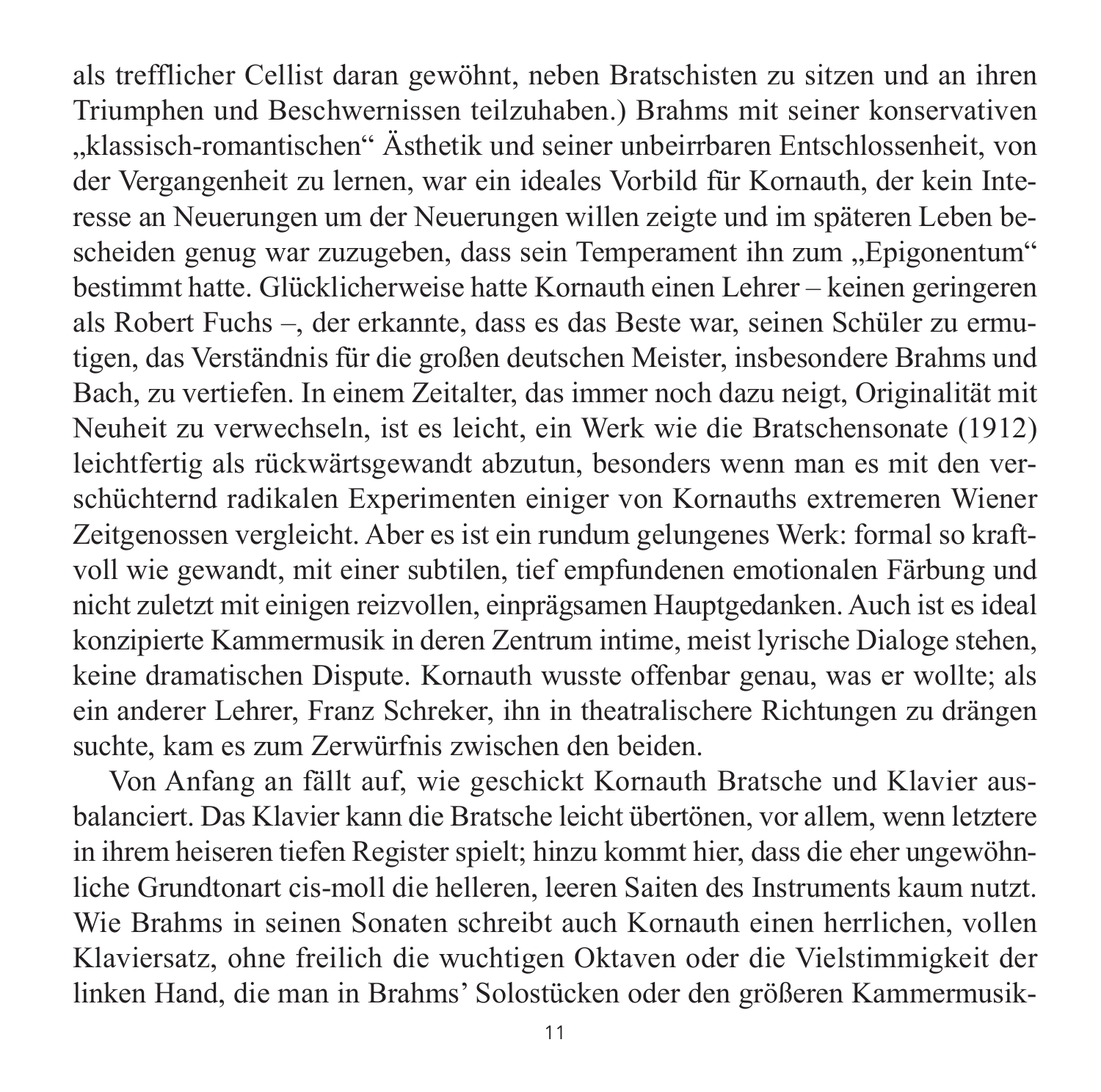als trefflicher Cellist daran gewöhnt, neben Bratschisten zu sitzen und an ihren Triumphen und Beschwernissen teilzuhaben.) Brahms mit seiner konservativen „klassisch-romantischen“ Ästhetik und seiner unbeirrbaren Entschlossenheit, von der Vergangenheit zu lernen, war ein ideales Vorbild für Kornauth, der kein Interesse an Neuerungen um der Neuerungen willen zeigte und im späteren Leben bescheiden genug war zuzugeben, dass sein Temperament ihn zum „Epigonentum“ bestimmt hatte. Glücklicherweise hatte Kornauth einen Lehrer – keinen geringeren als Robert Fuchs –, der erkannte, dass es das Beste war, seinen Schüler zu ermutigen, das Verständnis für die großen deutschen Meister, insbesondere Brahms und Bach, zu vertiefen. In einem Zeitalter, das immer noch dazu neigt, Originalität mit Neuheit zu verwechseln, ist es leicht, ein Werk wie die Bratschensonate (1912) leichtfertig als rückwärtsgewandt abzutun, besonders wenn man es mit den verschüchternd radikalen Experimenten einiger von Kornauths extremeren Wiener Zeitgenossen vergleicht. Aber es ist ein rundum gelungenes Werk: formal so kraftvoll wie gewandt, mit einer subtilen, tief empfundenen emotionalen Färbung und nicht zuletzt mit einigen reizvollen, einprägsamen Hauptgedanken. Auch ist es ideal konzipierte Kammermusik in deren Zentrum intime, meist lyrische Dialoge stehen, keine dramatischen Dispute. Kornauth wusste offenbar genau, was er wollte; als ein anderer Lehrer, Franz Schreker, ihn in theatralischere Richtungen zu drängen suchte, kam es zum Zerwürfnis zwischen den beiden.

Von Anfang an fällt auf, wie geschickt Kornauth Bratsche und Klavier ausbalanciert. Das Klavier kann die Bratsche leicht übertönen, vor allem, wenn letztere in ihrem heiseren tiefen Register spielt; hinzu kommt hier, dass die eher ungewöhnliche Grundtonart cis-moll die helleren, leeren Saiten des Instruments kaum nutzt. Wie Brahms in seinen Sonaten schreibt auch Kornauth einen herrlichen, vollen Klaviersatz, ohne freilich die wuchtigen Oktaven oder die Vielstimmigkeit der linken Hand, die man in Brahms’ Solostücken oder den größeren Kammermusik-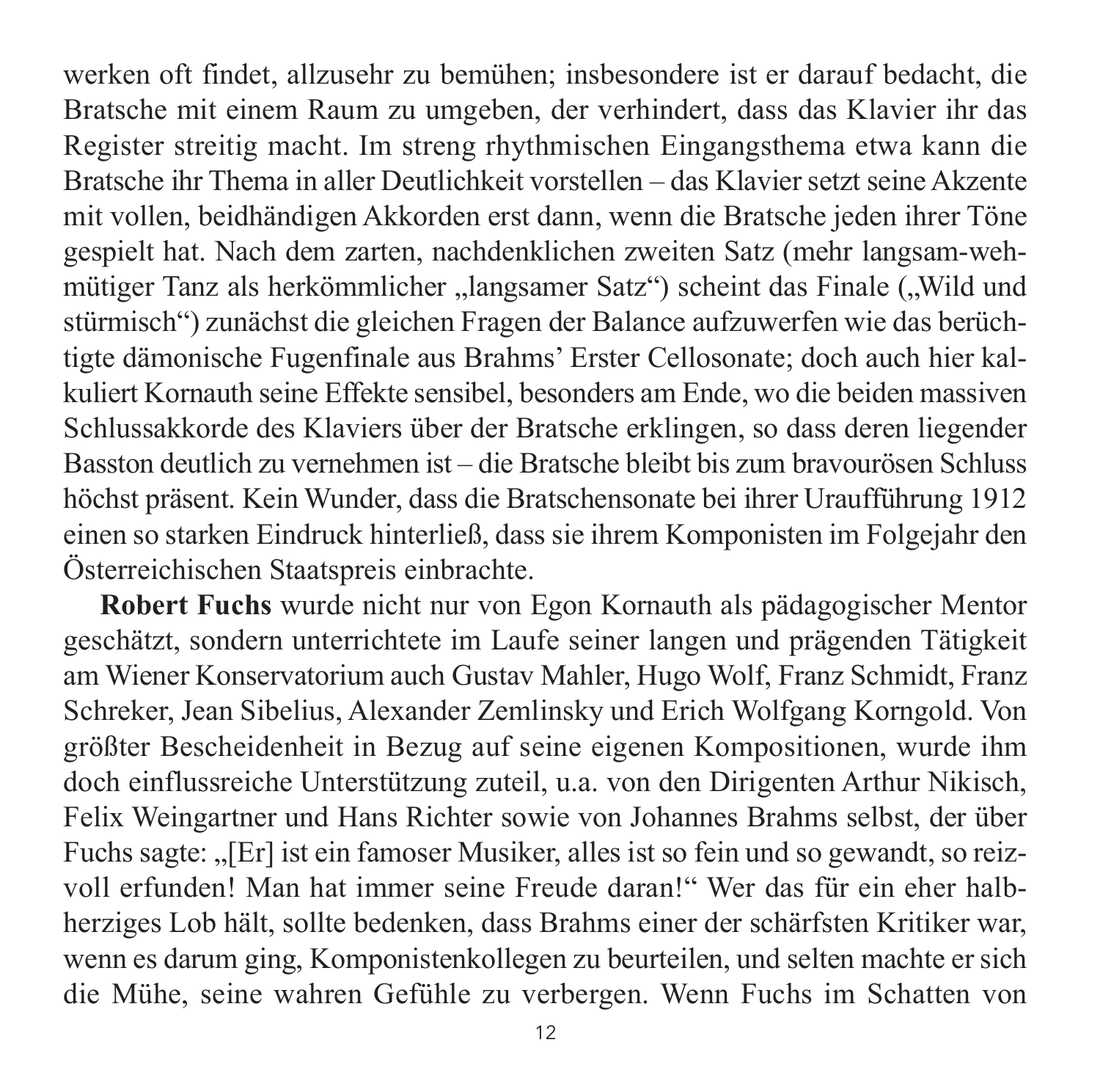werken oft findet, allzusehr zu bemühen; insbesondere ist er darauf bedacht, die Bratsche mit einem Raum zu umgeben, der verhindert, dass das Klavier ihr das Register streitig macht. Im streng rhythmischen Eingangsthema etwa kann die Bratsche ihr Thema in aller Deutlichkeit vorstellen – das Klavier setzt seine Akzente mit vollen, beidhändigen Akkorden erst dann, wenn die Bratsche jeden ihrer Töne gespielt hat. Nach dem zarten, nachdenklichen zweiten Satz (mehr langsam-wehmütiger Tanz als herkömmlicher „langsamer Satz") scheint das Finale („Wild und stürmisch") zunächst die gleichen Fragen der Balance aufzuwerfen wie das berüchtigte dämonische Fugenfinale aus Brahms' Erster Cellosonate; doch auch hier kalkuliert Kornauth seine Effekte sensibel, besonders am Ende, wo die beiden massiven Schlussakkorde des Klaviers über der Bratsche erklingen, so dass deren liegender Basston deutlich zu vernehmen ist – die Bratsche bleibt bis zum bravourösen Schluss höchst präsent. Kein Wunder, dass die Bratschensonate bei ihrer Uraufführung 1912 einen so starken Eindruck hinterließ, dass sie ihrem Komponisten im Folgejahr den Österreichischen Staatspreis einbrachte.

**Robert Fuchs** wurde nicht nur von Egon Kornauth als pädagogischer Mentor geschätzt, sondern unterrichtete im Laufe seiner langen und prägenden Tätigkeit am Wiener Konservatorium auch Gustav Mahler, Hugo Wolf, Franz Schmidt, Franz Schreker, Jean Sibelius, Alexander Zemlinsky und Erich Wolfgang Korngold. Von größter Bescheidenheit in Bezug auf seine eigenen Kompositionen, wurde ihm doch einflussreiche Unterstützung zuteil, u.a. von den Dirigenten Arthur Nikisch, Felix Weingartner und Hans Richter sowie von Johannes Brahms selbst, der über Fuchs sagte: „[Er] ist ein famoser Musiker, alles ist so fein und so gewandt, so reizvoll erfunden! Man hat immer seine Freude daran!" Wer das für ein eher halbherziges Lob hält, sollte bedenken, dass Brahms einer der schärfsten Kritiker war, wenn es darum ging, Komponistenkollegen zu beurteilen, und selten machte er sich die Mühe, seine wahren Gefühle zu verbergen. Wenn Fuchs im Schatten von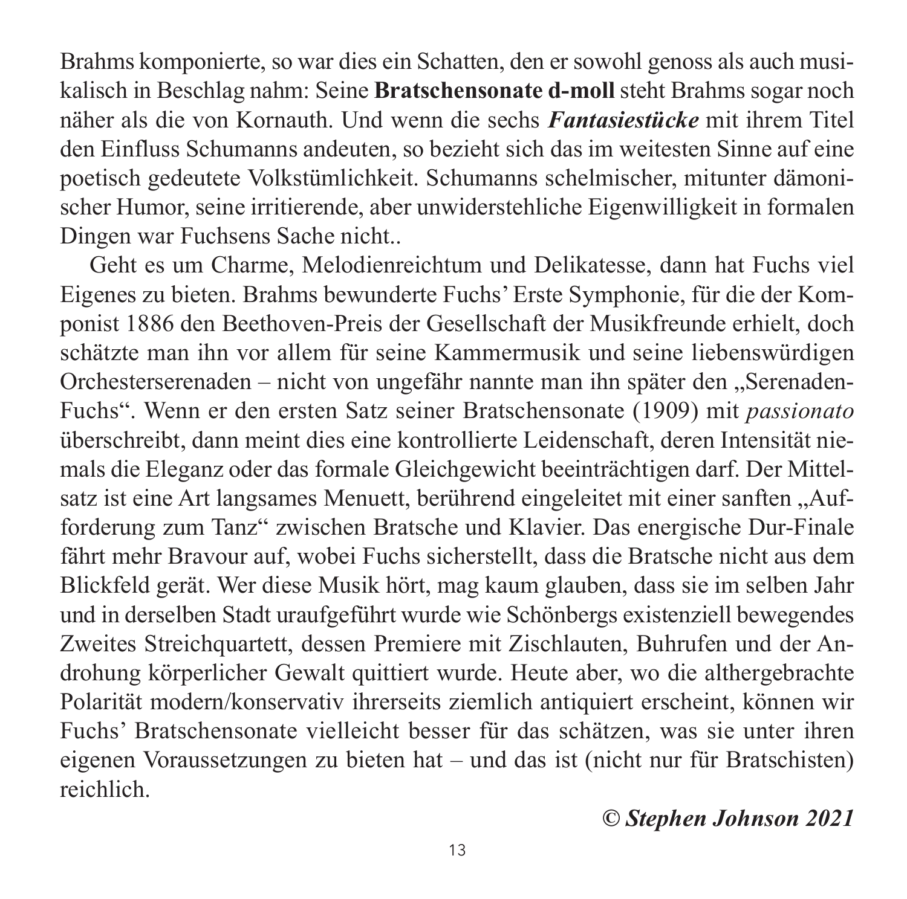Brahms komponierte, so war dies ein Schatten, den er sowohl genoss als auch musikalisch in Beschlag nahm: Seine **Bratschensonate d-moll** steht Brahms sogar noch näher als die von Kornauth. Und wenn die sechs ***Fantasiestücke*** mit ihrem Titel den Einfluss Schumanns andeuten, so bezieht sich das im weitesten Sinne auf eine poetisch gedeutete Volkstümlichkeit. Schumanns schelmischer, mitunter dämonischer Humor, seine irritierende, aber unwiderstehliche Eigenwilligkeit in formalen Dingen war Fuchsens Sache nicht..

Geht es um Charme, Melodienreichtum und Delikatesse, dann hat Fuchs viel Eigenes zu bieten. Brahms bewunderte Fuchs' Erste Symphonie, für die der Komponist 1886 den Beethoven-Preis der Gesellschaft der Musikfreunde erhielt, doch schätzte man ihn vor allem für seine Kammermusik und seine liebenswürdigen Orchesterserenaden – nicht von ungefähr nannte man ihn später den „Serenaden-Fuchs". Wenn er den ersten Satz seiner Bratschensonate (1909) mit *passionato* überschreibt, dann meint dies eine kontrollierte Leidenschaft, deren Intensität niemals die Eleganz oder das formale Gleichgewicht beeinträchtigen darf. Der Mittelsatz ist eine Art langsames Menuett, berührend eingeleitet mit einer sanften „Aufforderung zum Tanz" zwischen Bratsche und Klavier. Das energische Dur-Finale fährt mehr Bravour auf, wobei Fuchs sicherstellt, dass die Bratsche nicht aus dem Blickfeld gerät. Wer diese Musik hört, mag kaum glauben, dass sie im selben Jahr und in derselben Stadt uraufgeführt wurde wie Schönbergs existenziell bewegendes Zweites Streichquartett, dessen Premiere mit Zischlauten, Buhrufen und der Androhung körperlicher Gewalt quittiert wurde. Heute aber, wo die althergebrachte Polarität modern/konservativ ihrerseits ziemlich antiquiert erscheint, können wir Fuchs' Bratschensonate vielleicht besser für das schätzen, was sie unter ihren eigenen Voraussetzungen zu bieten hat – und das ist (nicht nur für Bratschisten) reichlich.

***© Stephen Johnson 2021***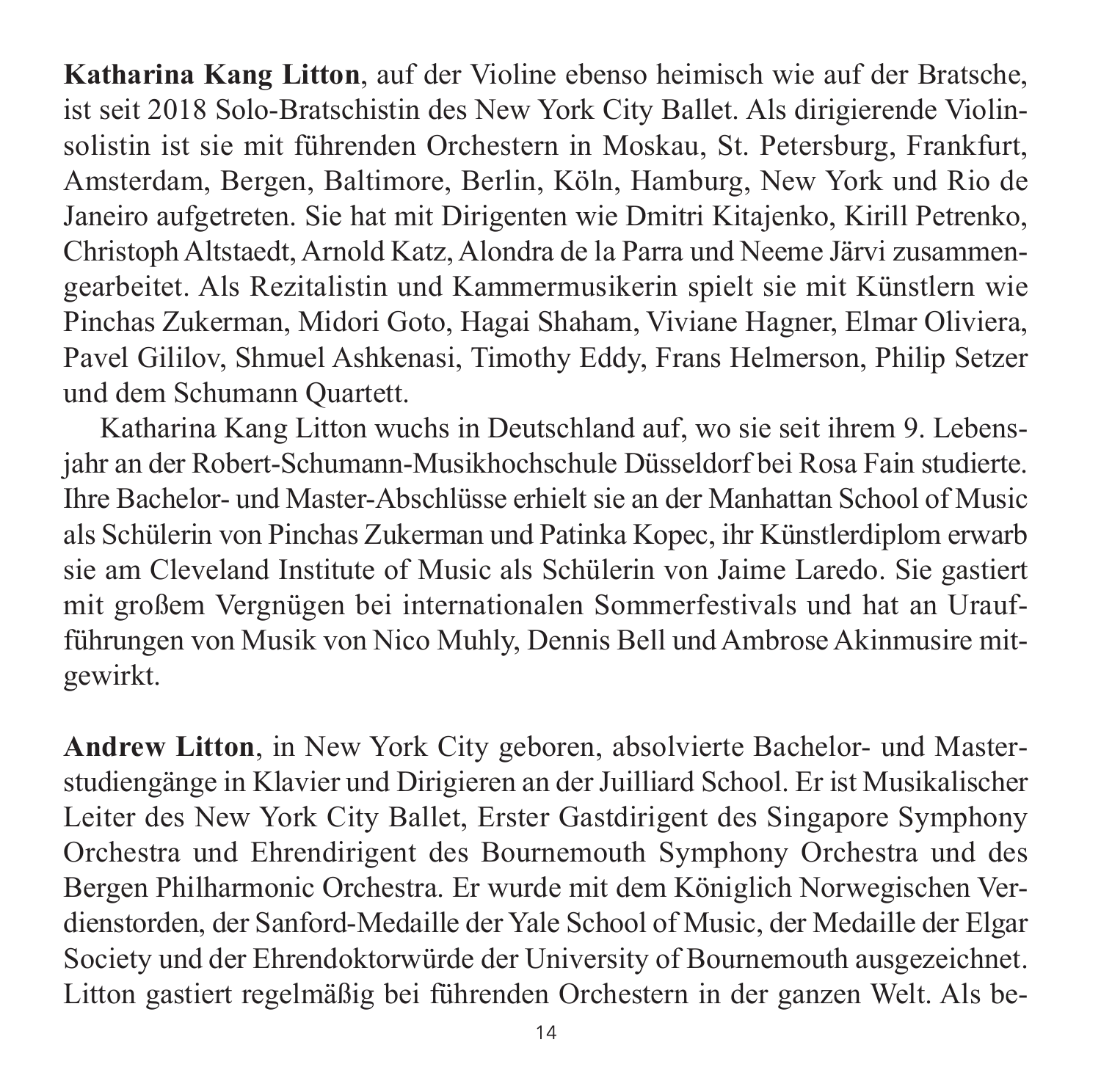**Katharina Kang Litton**, auf der Violine ebenso heimisch wie auf der Bratsche, ist seit 2018 Solo-Bratschistin des New York City Ballet. Als dirigierende Violinsolistin ist sie mit führenden Orchestern in Moskau, St. Petersburg, Frankfurt, Amsterdam, Bergen, Baltimore, Berlin, Köln, Hamburg, New York und Rio de Janeiro aufgetreten. Sie hat mit Dirigenten wie Dmitri Kitajenko, Kirill Petrenko, Christoph Altstaedt, Arnold Katz, Alondra de la Parra und Neeme Järvi zusammengearbeitet. Als Rezitalistin und Kammermusikerin spielt sie mit Künstlern wie Pinchas Zukerman, Midori Goto, Hagai Shaham, Viviane Hagner, Elmar Oliviera, Pavel Gililov, Shmuel Ashkenasi, Timothy Eddy, Frans Helmerson, Philip Setzer und dem Schumann Quartett.

Katharina Kang Litton wuchs in Deutschland auf, wo sie seit ihrem 9. Lebensjahr an der Robert-Schumann-Musikhochschule Düsseldorf bei Rosa Fain studierte. Ihre Bachelor- und Master-Abschlüsse erhielt sie an der Manhattan School of Music als Schülerin von Pinchas Zukerman und Patinka Kopec, ihr Künstlerdiplom erwarb sie am Cleveland Institute of Music als Schülerin von Jaime Laredo. Sie gastiert mit großem Vergnügen bei internationalen Sommerfestivals und hat an Uraufführungen von Musik von Nico Muhly, Dennis Bell und Ambrose Akinmusire mitgewirkt.

**Andrew Litton**, in New York City geboren, absolvierte Bachelor- und Masterstudiengänge in Klavier und Dirigieren an der Juilliard School. Er ist Musikalischer Leiter des New York City Ballet, Erster Gastdirigent des Singapore Symphony Orchestra und Ehrendirigent des Bournemouth Symphony Orchestra und des Bergen Philharmonic Orchestra. Er wurde mit dem Königlich Norwegischen Verdienstorden, der Sanford-Medaille der Yale School of Music, der Medaille der Elgar Society und der Ehrendoktorwürde der University of Bournemouth ausgezeichnet. Litton gastiert regelmäßig bei führenden Orchestern in der ganzen Welt. Als be-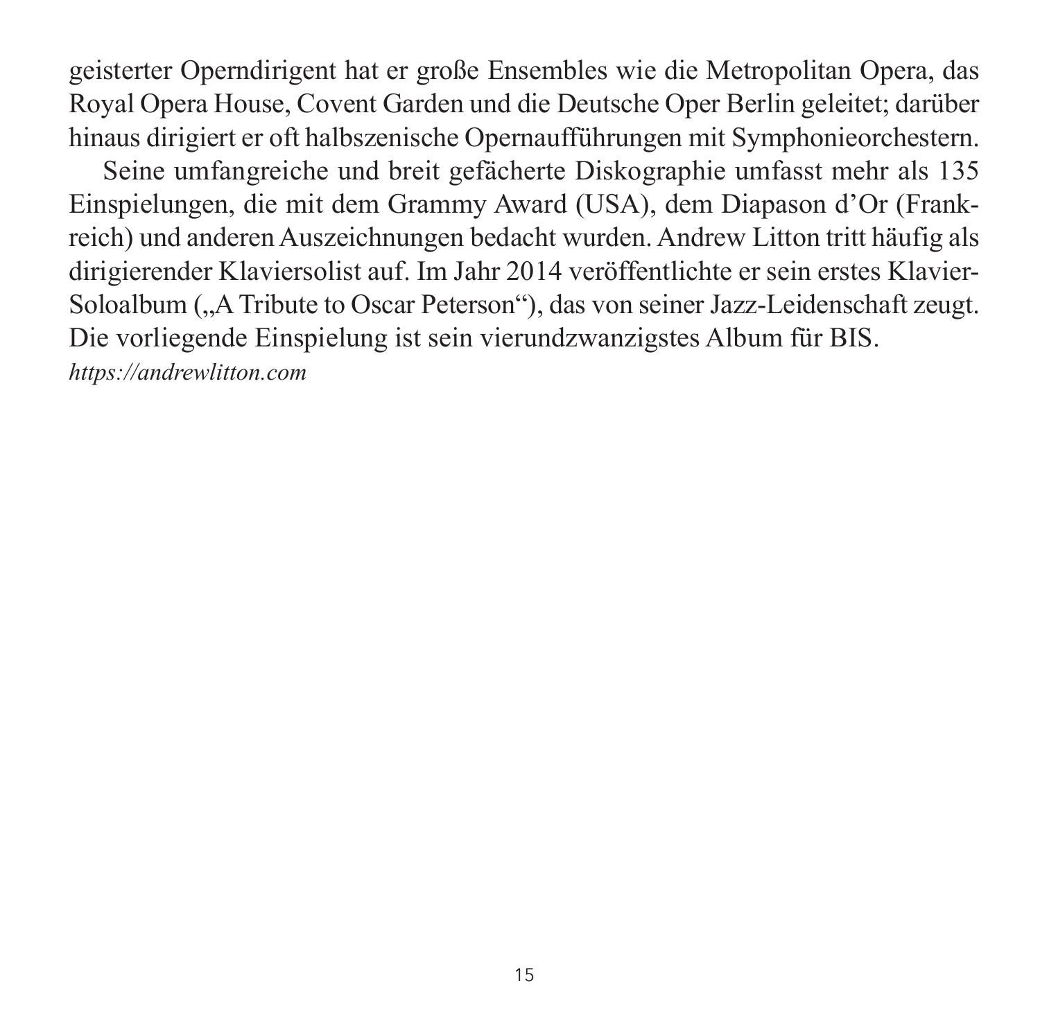geisterter Operndirigent hat er große Ensembles wie die Metropolitan Opera, das Royal Opera House, Covent Garden und die Deutsche Oper Berlin geleitet; darüber hinaus dirigiert er oft halbszenische Opernaufführungen mit Symphonieorchestern.

Seine umfangreiche und breit gefächerte Diskographie umfasst mehr als 135 Einspielungen, die mit dem Grammy Award (USA), dem Diapason d'Or (Frankreich) und anderen Auszeichnungen bedacht wurden. Andrew Litton tritt häufig als dirigierender Klaviersolist auf. Im Jahr 2014 veröffentlichte er sein erstes Klavier-Soloalbum („A Tribute to Oscar Peterson"), das von seiner Jazz-Leidenschaft zeugt. Die vorliegende Einspielung ist sein vierundzwanzigstes Album für BIS.
*https://andrewlitton.com*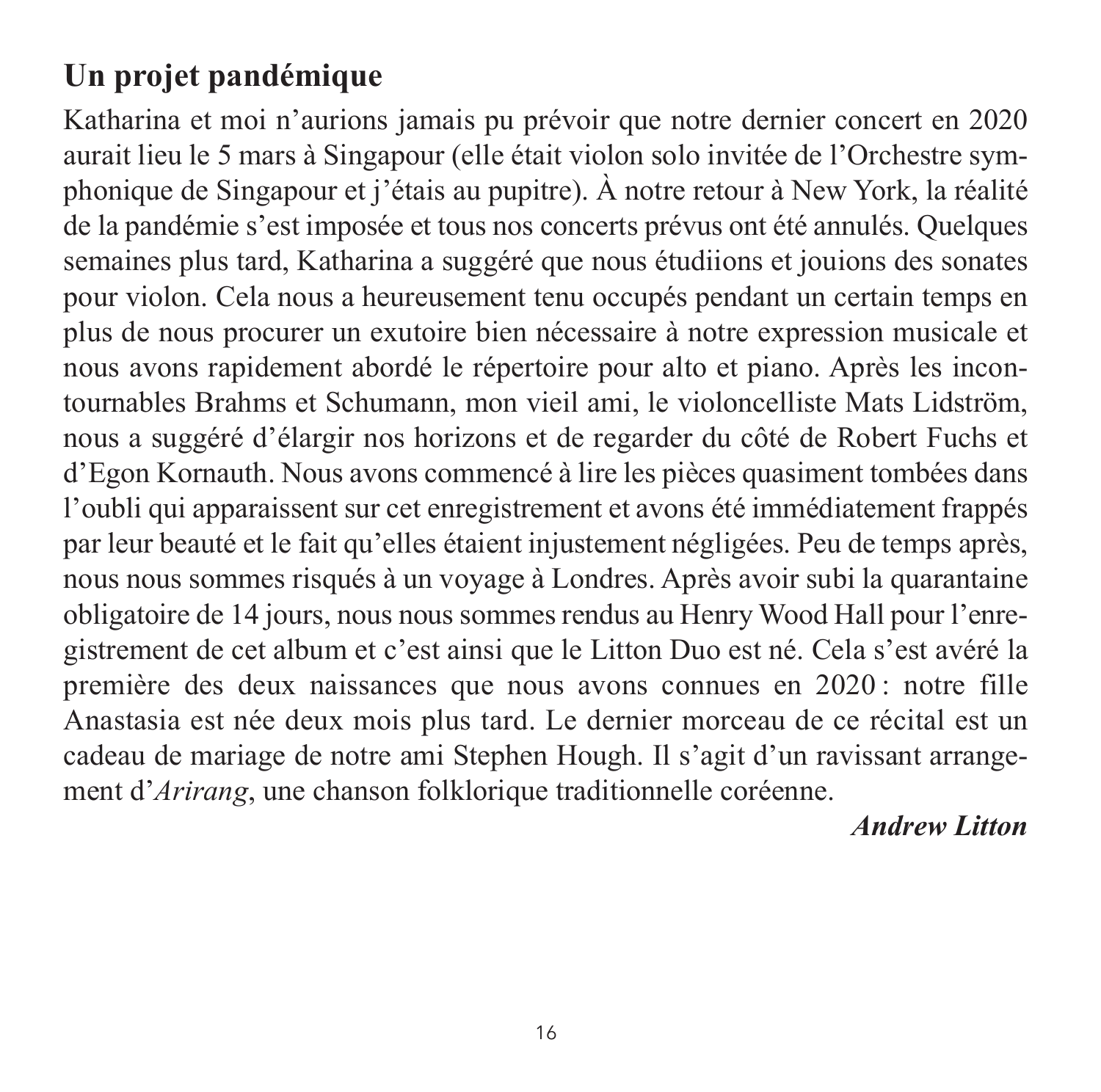## Un projet pandémique

Katharina et moi n'aurions jamais pu prévoir que notre dernier concert en 2020 aurait lieu le 5 mars à Singapour (elle était violon solo invitée de l'Orchestre symphonique de Singapour et j'étais au pupitre). À notre retour à New York, la réalité de la pandémie s'est imposée et tous nos concerts prévus ont été annulés. Quelques semaines plus tard, Katharina a suggéré que nous étudiions et jouions des sonates pour violon. Cela nous a heureusement tenu occupés pendant un certain temps en plus de nous procurer un exutoire bien nécessaire à notre expression musicale et nous avons rapidement abordé le répertoire pour alto et piano. Après les incontournables Brahms et Schumann, mon vieil ami, le violoncelliste Mats Lidström, nous a suggéré d'élargir nos horizons et de regarder du côté de Robert Fuchs et d'Egon Kornauth. Nous avons commencé à lire les pièces quasiment tombées dans l'oubli qui apparaissent sur cet enregistrement et avons été immédiatement frappés par leur beauté et le fait qu'elles étaient injustement négligées. Peu de temps après, nous nous sommes risqués à un voyage à Londres. Après avoir subi la quarantaine obligatoire de 14 jours, nous nous sommes rendus au Henry Wood Hall pour l'enregistrement de cet album et c'est ainsi que le Litton Duo est né. Cela s'est avéré la première des deux naissances que nous avons connues en 2020 : notre fille Anastasia est née deux mois plus tard. Le dernier morceau de ce récital est un cadeau de mariage de notre ami Stephen Hough. Il s'agit d'un ravissant arrangement d'*Arirang*, une chanson folklorique traditionnelle coréenne.

***Andrew Litton***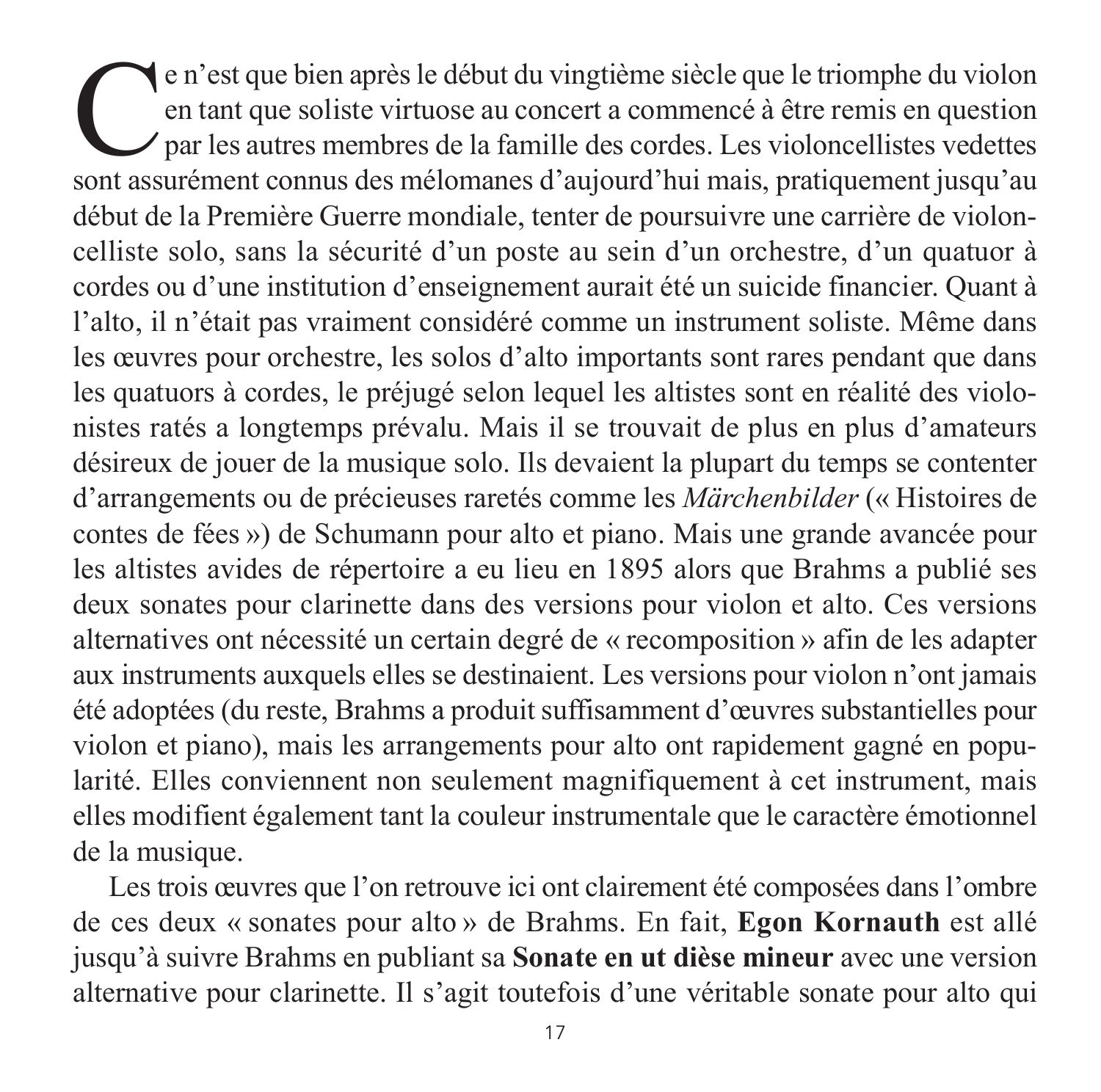Ce n'est que bien après le début du vingtième siècle que le triomphe du violon en tant que soliste virtuose au concert a commencé à être remis en question par les autres membres de la famille des cordes. Les violoncellistes vedettes sont assurément connus des mélomanes d'aujourd'hui mais, pratiquement jusqu'au début de la Première Guerre mondiale, tenter de poursuivre une carrière de violoncelliste solo, sans la sécurité d'un poste au sein d'un orchestre, d'un quatuor à cordes ou d'une institution d'enseignement aurait été un suicide financier. Quant à l'alto, il n'était pas vraiment considéré comme un instrument soliste. Même dans les œuvres pour orchestre, les solos d'alto importants sont rares pendant que dans les quatuors à cordes, le préjugé selon lequel les altistes sont en réalité des violonistes ratés a longtemps prévalu. Mais il se trouvait de plus en plus d'amateurs désireux de jouer de la musique solo. Ils devaient la plupart du temps se contenter d'arrangements ou de précieuses raretés comme les *Märchenbilder* (« Histoires de contes de fées ») de Schumann pour alto et piano. Mais une grande avancée pour les altistes avides de répertoire a eu lieu en 1895 alors que Brahms a publié ses deux sonates pour clarinette dans des versions pour violon et alto. Ces versions alternatives ont nécessité un certain degré de « recomposition » afin de les adapter aux instruments auxquels elles se destinaient. Les versions pour violon n'ont jamais été adoptées (du reste, Brahms a produit suffisamment d'œuvres substantielles pour violon et piano), mais les arrangements pour alto ont rapidement gagné en popularité. Elles conviennent non seulement magnifiquement à cet instrument, mais elles modifient également tant la couleur instrumentale que le caractère émotionnel de la musique.

Les trois œuvres que l'on retrouve ici ont clairement été composées dans l'ombre de ces deux « sonates pour alto » de Brahms. En fait, **Egon Kornauth** est allé jusqu'à suivre Brahms en publiant sa **Sonate en ut dièse mineur** avec une version alternative pour clarinette. Il s'agit toutefois d'une véritable sonate pour alto qui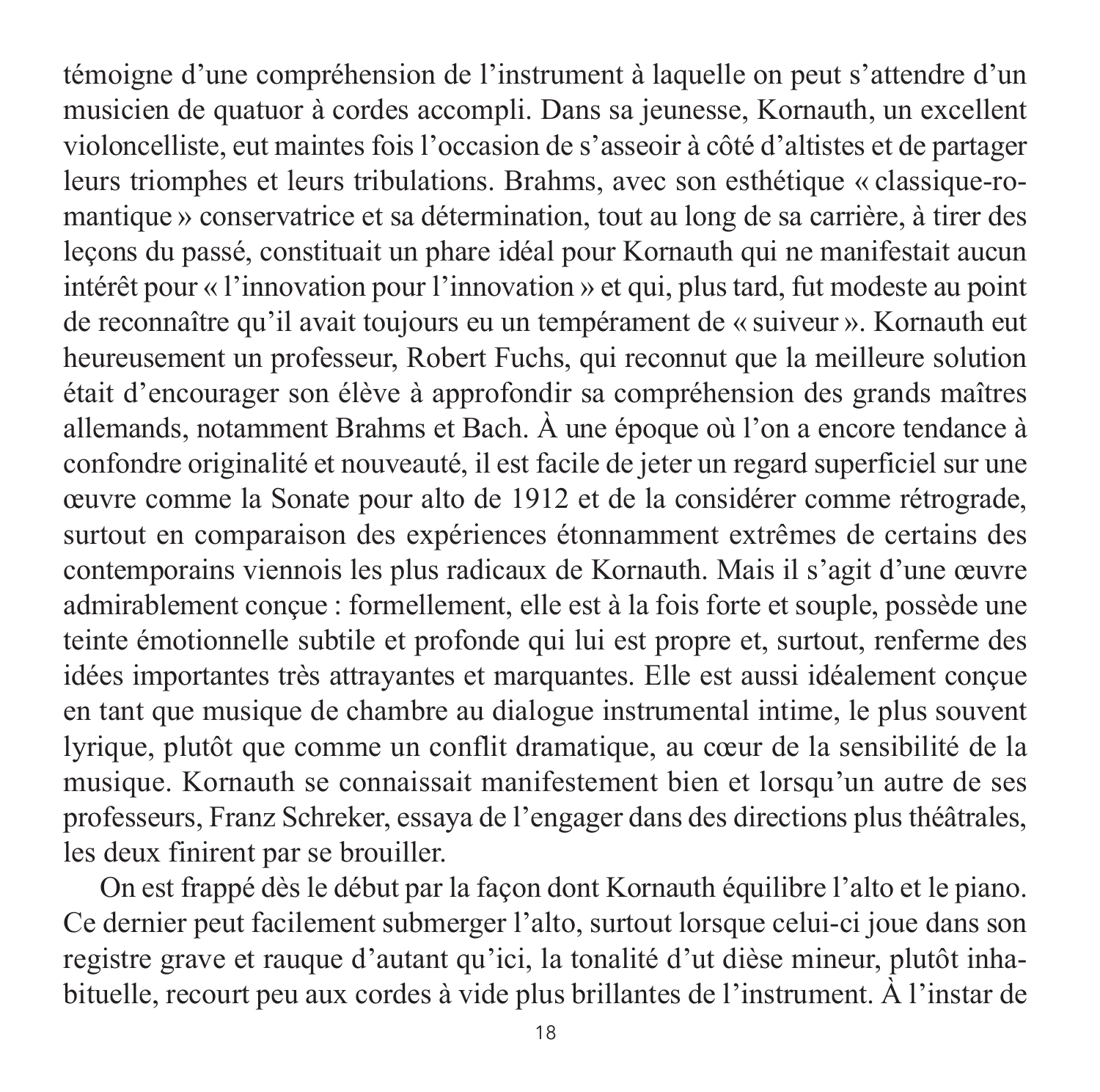témoigne d'une compréhension de l'instrument à laquelle on peut s'attendre d'un musicien de quatuor à cordes accompli. Dans sa jeunesse, Kornauth, un excellent violoncelliste, eut maintes fois l'occasion de s'asseoir à côté d'altistes et de partager leurs triomphes et leurs tribulations. Brahms, avec son esthétique « classique-romantique » conservatrice et sa détermination, tout au long de sa carrière, à tirer des leçons du passé, constituait un phare idéal pour Kornauth qui ne manifestait aucun intérêt pour « l'innovation pour l'innovation » et qui, plus tard, fut modeste au point de reconnaître qu'il avait toujours eu un tempérament de « suiveur ». Kornauth eut heureusement un professeur, Robert Fuchs, qui reconnut que la meilleure solution était d'encourager son élève à approfondir sa compréhension des grands maîtres allemands, notamment Brahms et Bach. À une époque où l'on a encore tendance à confondre originalité et nouveauté, il est facile de jeter un regard superficiel sur une œuvre comme la Sonate pour alto de 1912 et de la considérer comme rétrograde, surtout en comparaison des expériences étonnamment extrêmes de certains des contemporains viennois les plus radicaux de Kornauth. Mais il s'agit d'une œuvre admirablement conçue : formellement, elle est à la fois forte et souple, possède une teinte émotionnelle subtile et profonde qui lui est propre et, surtout, renferme des idées importantes très attrayantes et marquantes. Elle est aussi idéalement conçue en tant que musique de chambre au dialogue instrumental intime, le plus souvent lyrique, plutôt que comme un conflit dramatique, au cœur de la sensibilité de la musique. Kornauth se connaissait manifestement bien et lorsqu'un autre de ses professeurs, Franz Schreker, essaya de l'engager dans des directions plus théâtrales, les deux finirent par se brouiller.

On est frappé dès le début par la façon dont Kornauth équilibre l'alto et le piano. Ce dernier peut facilement submerger l'alto, surtout lorsque celui-ci joue dans son registre grave et rauque d'autant qu'ici, la tonalité d'ut dièse mineur, plutôt inhabituelle, recourt peu aux cordes à vide plus brillantes de l'instrument. À l'instar de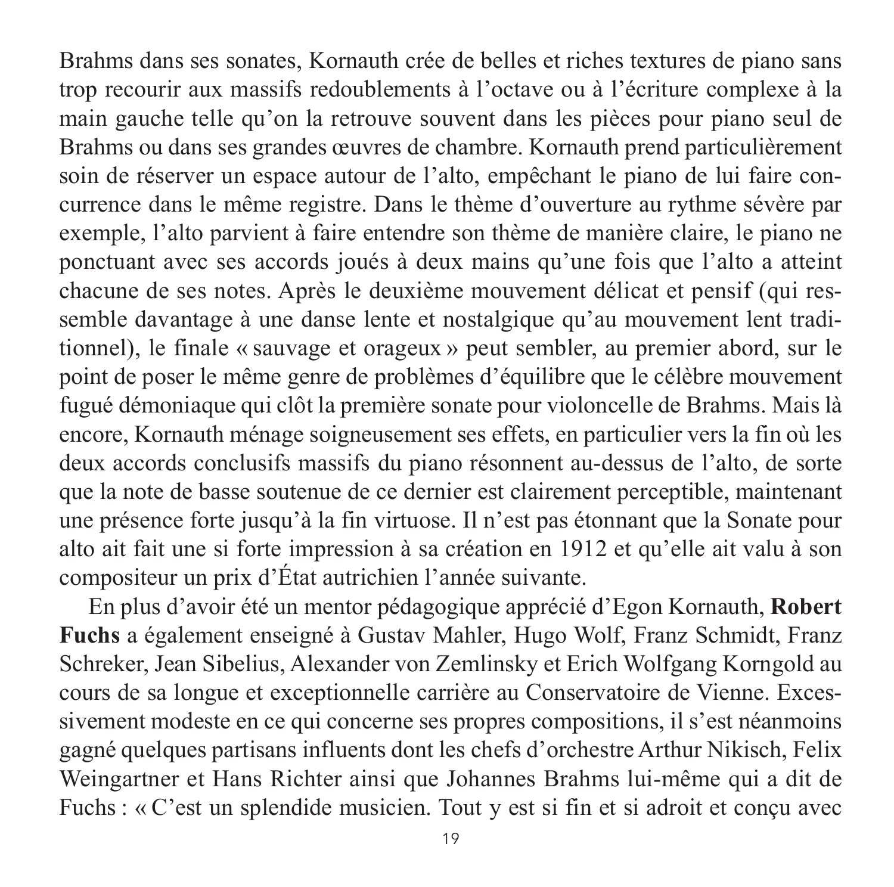Brahms dans ses sonates, Kornauth crée de belles et riches textures de piano sans trop recourir aux massifs redoublements à l'octave ou à l'écriture complexe à la main gauche telle qu'on la retrouve souvent dans les pièces pour piano seul de Brahms ou dans ses grandes œuvres de chambre. Kornauth prend particulièrement soin de réserver un espace autour de l'alto, empêchant le piano de lui faire concurrence dans le même registre. Dans le thème d'ouverture au rythme sévère par exemple, l'alto parvient à faire entendre son thème de manière claire, le piano ne ponctuant avec ses accords joués à deux mains qu'une fois que l'alto a atteint chacune de ses notes. Après le deuxième mouvement délicat et pensif (qui ressemble davantage à une danse lente et nostalgique qu'au mouvement lent traditionnel), le finale « sauvage et orageux » peut sembler, au premier abord, sur le point de poser le même genre de problèmes d'équilibre que le célèbre mouvement fugué démoniaque qui clôt la première sonate pour violoncelle de Brahms. Mais là encore, Kornauth ménage soigneusement ses effets, en particulier vers la fin où les deux accords conclusifs massifs du piano résonnent au-dessus de l'alto, de sorte que la note de basse soutenue de ce dernier est clairement perceptible, maintenant une présence forte jusqu'à la fin virtuose. Il n'est pas étonnant que la Sonate pour alto ait fait une si forte impression à sa création en 1912 et qu'elle ait valu à son compositeur un prix d'État autrichien l'année suivante.

En plus d'avoir été un mentor pédagogique apprécié d'Egon Kornauth, **Robert Fuchs** a également enseigné à Gustav Mahler, Hugo Wolf, Franz Schmidt, Franz Schreker, Jean Sibelius, Alexander von Zemlinsky et Erich Wolfgang Korngold au cours de sa longue et exceptionnelle carrière au Conservatoire de Vienne. Excessivement modeste en ce qui concerne ses propres compositions, il s'est néanmoins gagné quelques partisans influents dont les chefs d'orchestre Arthur Nikisch, Felix Weingartner et Hans Richter ainsi que Johannes Brahms lui-même qui a dit de Fuchs : « C'est un splendide musicien. Tout y est si fin et si adroit et conçu avec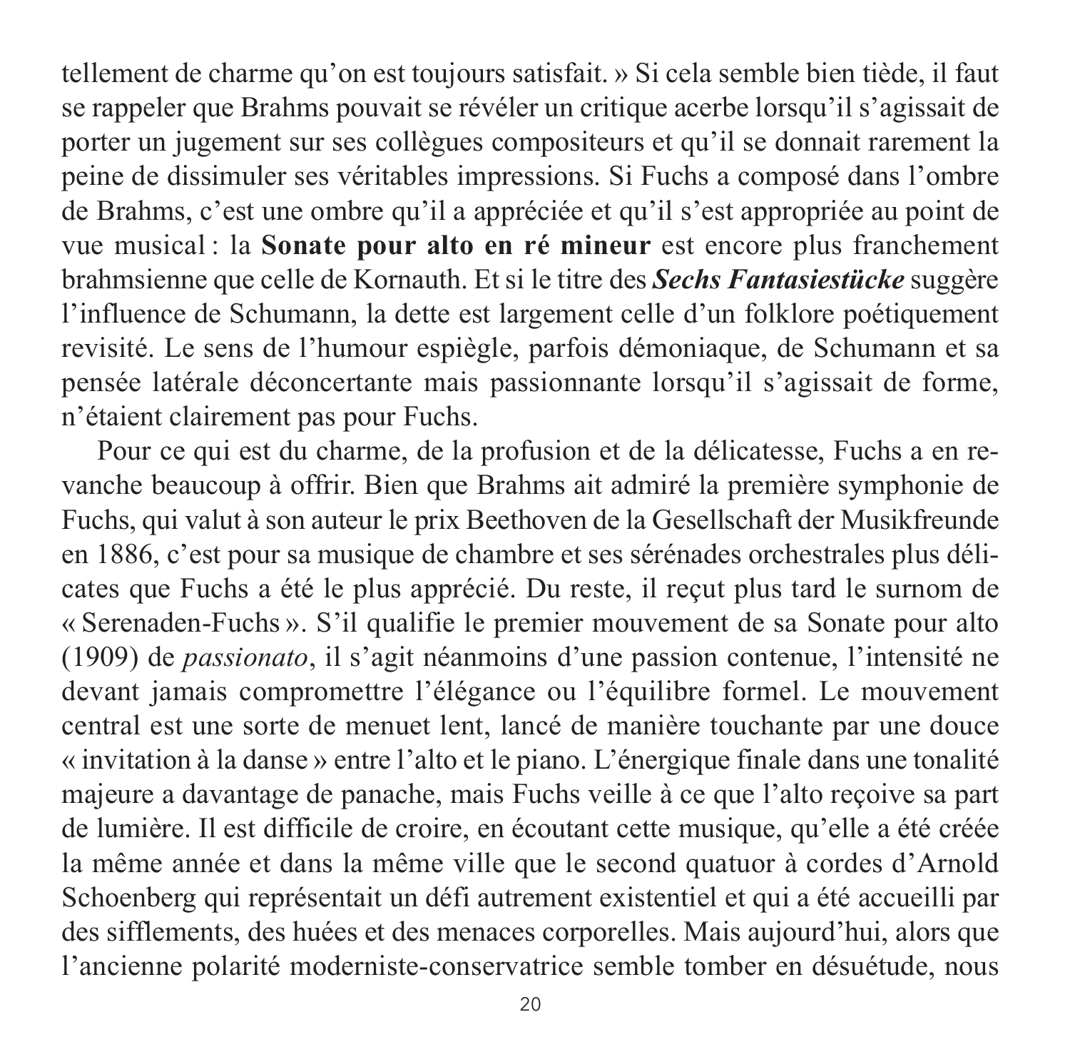tellement de charme qu'on est toujours satisfait. » Si cela semble bien tiède, il faut se rappeler que Brahms pouvait se révéler un critique acerbe lorsqu'il s'agissait de porter un jugement sur ses collègues compositeurs et qu'il se donnait rarement la peine de dissimuler ses véritables impressions. Si Fuchs a composé dans l'ombre de Brahms, c'est une ombre qu'il a appréciée et qu'il s'est appropriée au point de vue musical : la **Sonate pour alto en ré mineur** est encore plus franchement brahmsienne que celle de Kornauth. Et si le titre des ***Sechs Fantasiestücke*** suggère l'influence de Schumann, la dette est largement celle d'un folklore poétiquement revisité. Le sens de l'humour espiègle, parfois démoniaque, de Schumann et sa pensée latérale déconcertante mais passionnante lorsqu'il s'agissait de forme, n'étaient clairement pas pour Fuchs.

Pour ce qui est du charme, de la profusion et de la délicatesse, Fuchs a en revanche beaucoup à offrir. Bien que Brahms ait admiré la première symphonie de Fuchs, qui valut à son auteur le prix Beethoven de la Gesellschaft der Musikfreunde en 1886, c'est pour sa musique de chambre et ses sérénades orchestrales plus délicates que Fuchs a été le plus apprécié. Du reste, il reçut plus tard le surnom de « Serenaden-Fuchs ». S'il qualifie le premier mouvement de sa Sonate pour alto (1909) de *passionato*, il s'agit néanmoins d'une passion contenue, l'intensité ne devant jamais compromettre l'élégance ou l'équilibre formel. Le mouvement central est une sorte de menuet lent, lancé de manière touchante par une douce « invitation à la danse » entre l'alto et le piano. L'énergique finale dans une tonalité majeure a davantage de panache, mais Fuchs veille à ce que l'alto reçoive sa part de lumière. Il est difficile de croire, en écoutant cette musique, qu'elle a été créée la même année et dans la même ville que le second quatuor à cordes d'Arnold Schoenberg qui représentait un défi autrement existentiel et qui a été accueilli par des sifflements, des huées et des menaces corporelles. Mais aujourd'hui, alors que l'ancienne polarité moderniste-conservatrice semble tomber en désuétude, nous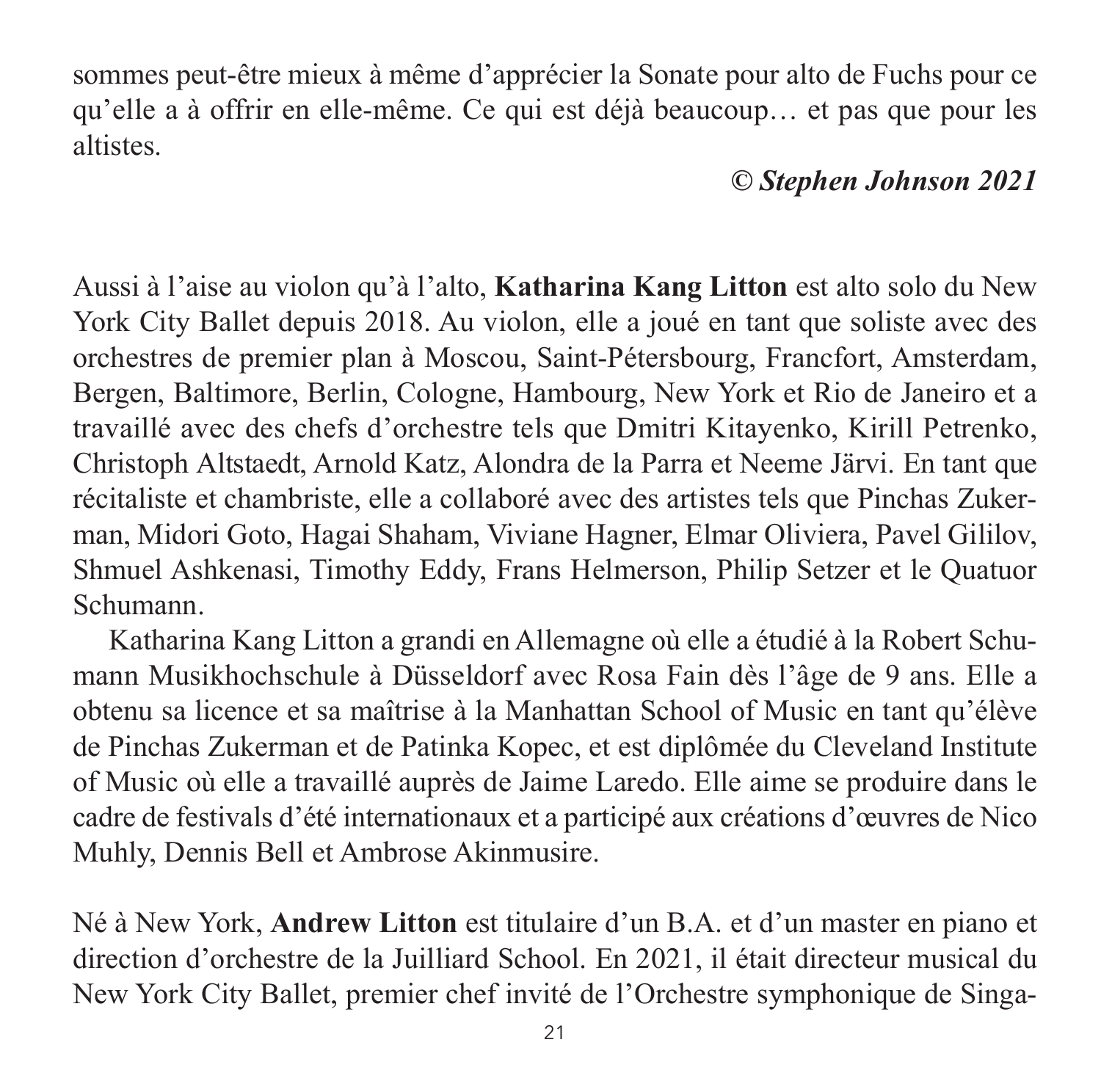sommes peut-être mieux à même d'apprécier la Sonate pour alto de Fuchs pour ce qu'elle a à offrir en elle-même. Ce qui est déjà beaucoup… et pas que pour les altistes.

***© Stephen Johnson 2021***

Aussi à l'aise au violon qu'à l'alto, **Katharina Kang Litton** est alto solo du New York City Ballet depuis 2018. Au violon, elle a joué en tant que soliste avec des orchestres de premier plan à Moscou, Saint-Pétersbourg, Francfort, Amsterdam, Bergen, Baltimore, Berlin, Cologne, Hambourg, New York et Rio de Janeiro et a travaillé avec des chefs d'orchestre tels que Dmitri Kitayenko, Kirill Petrenko, Christoph Altstaedt, Arnold Katz, Alondra de la Parra et Neeme Järvi. En tant que récitaliste et chambriste, elle a collaboré avec des artistes tels que Pinchas Zukerman, Midori Goto, Hagai Shaham, Viviane Hagner, Elmar Oliviera, Pavel Gililov, Shmuel Ashkenasi, Timothy Eddy, Frans Helmerson, Philip Setzer et le Quatuor Schumann.

Katharina Kang Litton a grandi en Allemagne où elle a étudié à la Robert Schumann Musikhochschule à Düsseldorf avec Rosa Fain dès l'âge de 9 ans. Elle a obtenu sa licence et sa maîtrise à la Manhattan School of Music en tant qu'élève de Pinchas Zukerman et de Patinka Kopec, et est diplômée du Cleveland Institute of Music où elle a travaillé auprès de Jaime Laredo. Elle aime se produire dans le cadre de festivals d'été internationaux et a participé aux créations d'œuvres de Nico Muhly, Dennis Bell et Ambrose Akinmusire.

Né à New York, **Andrew Litton** est titulaire d'un B.A. et d'un master en piano et direction d'orchestre de la Juilliard School. En 2021, il était directeur musical du New York City Ballet, premier chef invité de l'Orchestre symphonique de Singa-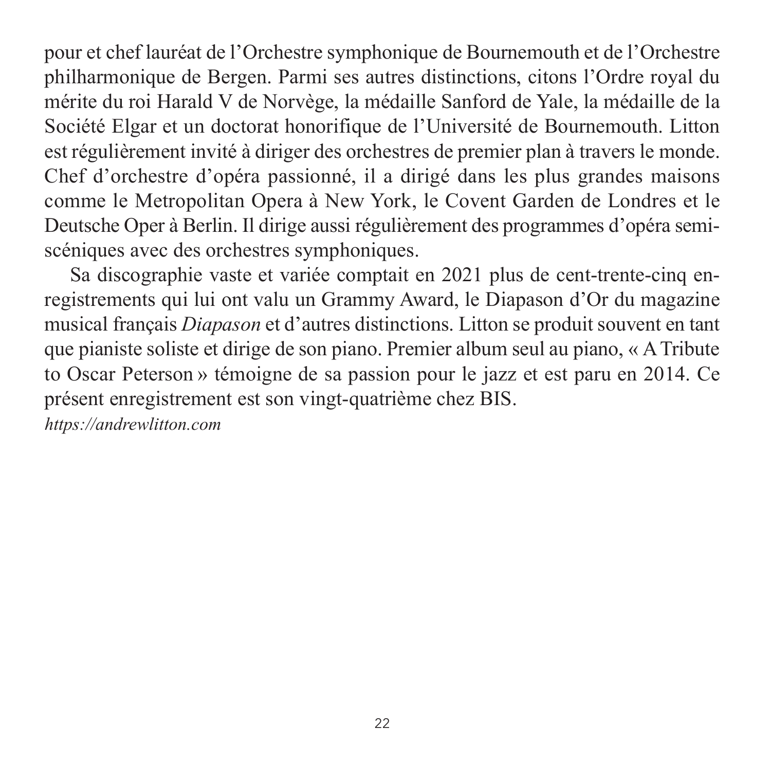pour et chef lauréat de l'Orchestre symphonique de Bournemouth et de l'Orchestre philharmonique de Bergen. Parmi ses autres distinctions, citons l'Ordre royal du mérite du roi Harald V de Norvège, la médaille Sanford de Yale, la médaille de la Société Elgar et un doctorat honorifique de l'Université de Bournemouth. Litton est régulièrement invité à diriger des orchestres de premier plan à travers le monde. Chef d'orchestre d'opéra passionné, il a dirigé dans les plus grandes maisons comme le Metropolitan Opera à New York, le Covent Garden de Londres et le Deutsche Oper à Berlin. Il dirige aussi régulièrement des programmes d'opéra semi-scéniques avec des orchestres symphoniques.

Sa discographie vaste et variée comptait en 2021 plus de cent-trente-cinq enregistrements qui lui ont valu un Grammy Award, le Diapason d'Or du magazine musical français *Diapason* et d'autres distinctions. Litton se produit souvent en tant que pianiste soliste et dirige de son piano. Premier album seul au piano, « A Tribute to Oscar Peterson » témoigne de sa passion pour le jazz et est paru en 2014. Ce présent enregistrement est son vingt-quatrième chez BIS.

*https://andrewlitton.com*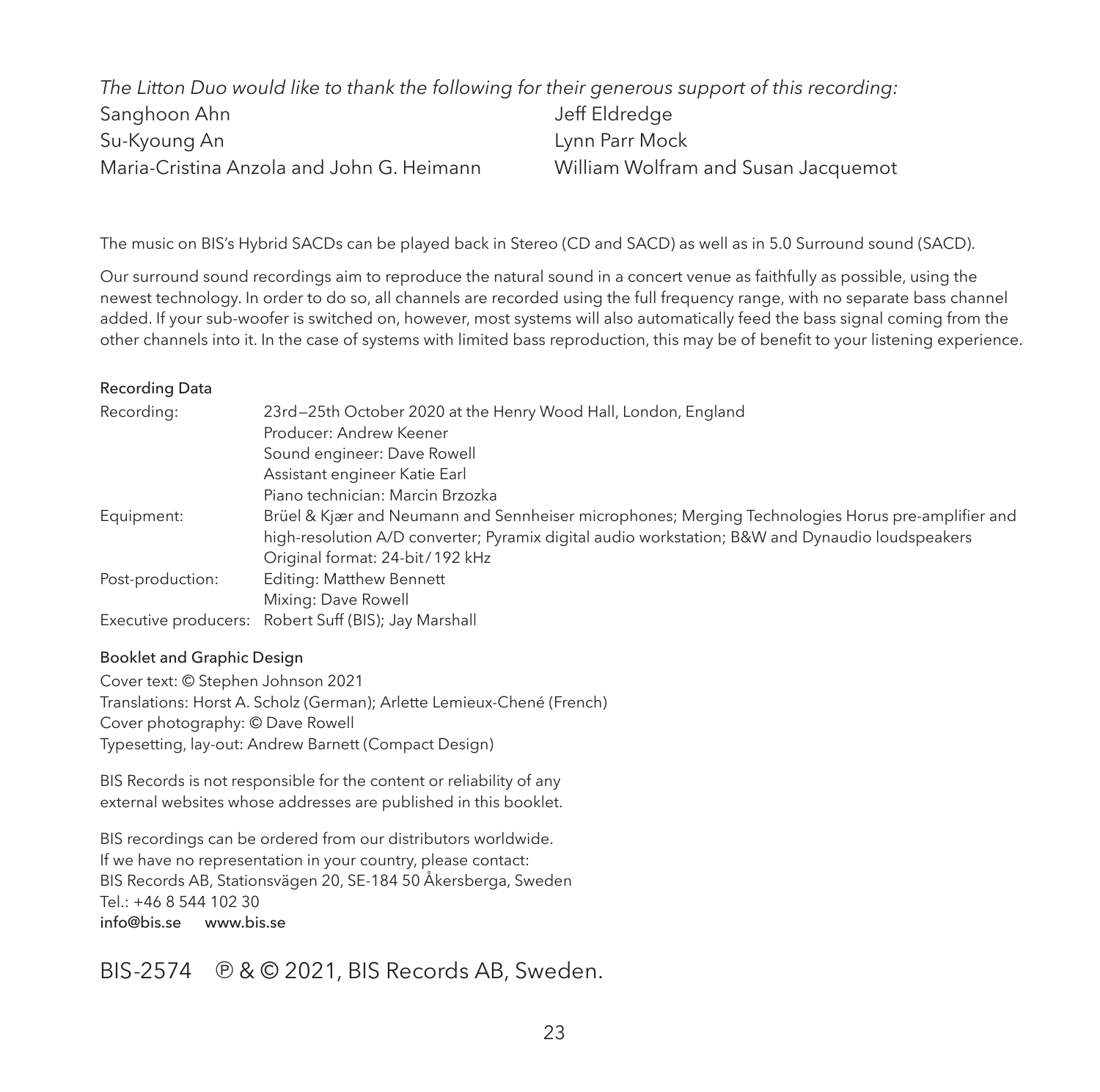*The Litton Duo would like to thank the following for their generous support of this recording:*

Sanghoon Ahn
Su-Kyoung An
Maria-Cristina Anzola and John G. Heimann
Jeff Eldredge
Lynn Parr Mock
William Wolfram and Susan Jacquemot

The music on BIS's Hybrid SACDs can be played back in Stereo (CD and SACD) as well as in 5.0 Surround sound (SACD).

Our surround sound recordings aim to reproduce the natural sound in a concert venue as faithfully as possible, using the newest technology. In order to do so, all channels are recorded using the full frequency range, with no separate bass channel added. If your sub-woofer is switched on, however, most systems will also automatically feed the bass signal coming from the other channels into it. In the case of systems with limited bass reproduction, this may be of benefit to your listening experience.

**Recording Data**

| | |
|---|---|
| Recording: | 23rd—25th October 2020 at the Henry Wood Hall, London, England<br>Producer: Andrew Keener<br>Sound engineer: Dave Rowell<br>Assistant engineer Katie Earl<br>Piano technician: Marcin Brzozka |
| Equipment: | Brüel & Kjær and Neumann and Sennheiser microphones; Merging Technologies Horus pre-amplifier and high-resolution A/D converter; Pyramix digital audio workstation; B&W and Dynaudio loudspeakers<br>Original format: 24-bit/192 kHz |
| Post-production: | Editing: Matthew Bennett<br>Mixing: Dave Rowell |
| Executive producers: | Robert Suff (BIS); Jay Marshall |

**Booklet and Graphic Design**

Cover text: © Stephen Johnson 2021
Translations: Horst A. Scholz (German); Arlette Lemieux-Chené (French)
Cover photography: © Dave Rowell
Typesetting, lay-out: Andrew Barnett (Compact Design)

BIS Records is not responsible for the content or reliability of any external websites whose addresses are published in this booklet.

BIS recordings can be ordered from our distributors worldwide.
If we have no representation in your country, please contact:
BIS Records AB, Stationsvägen 20, SE-184 50 Åkersberga, Sweden
Tel.: +46 8 544 102 30
info@bis.se www.bis.se

BIS-2574 ℗ & © 2021, BIS Records AB, Sweden.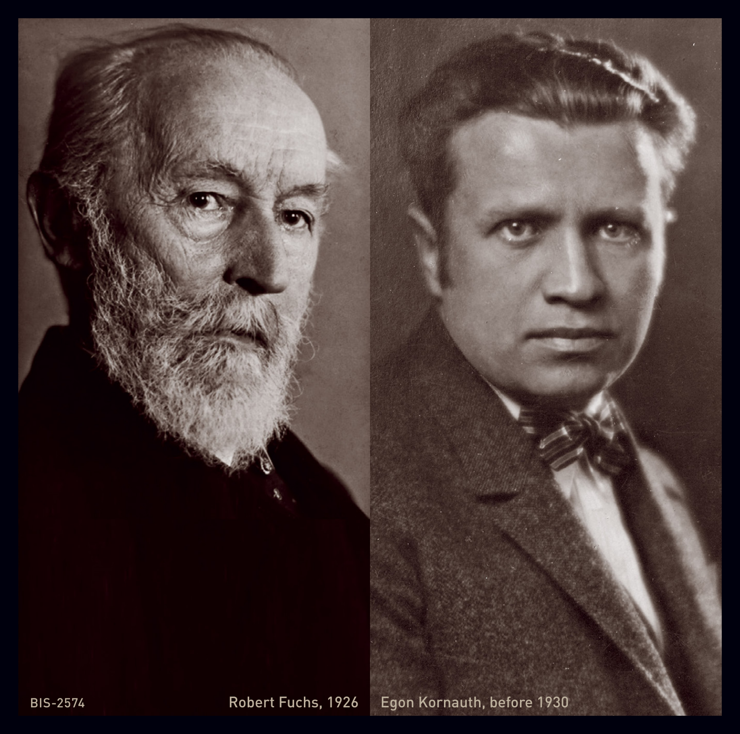BIS-2574

Robert Fuchs, 1926

Egon Kornauth, before 1930